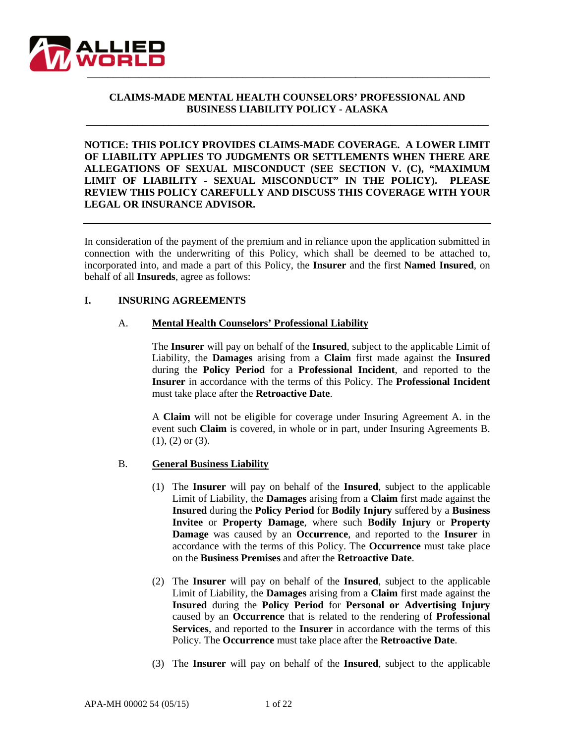# CLAIMS-MADE MENTAL HEALTH COUNSELORS' PROFESSIONAL AND BUSINESS LIABILITY POLICY - ALASKA

**NOTICE: THIS POLICY PROVIDES CLAIMS-MADE COVERAGE. A LOWER LIMIT OF LIABILITY APPLIES TO JUDGMENTS OR SETTLEMENTS WHEN THERE ARE ALLEGATIONS OF SEXUAL MISCONDUCT (SEE SECTION V. (C), "MAXIMUM LIMIT OF LIABILITY - SEXUAL MISCONDUCT" IN THE POLICY). PLEASE REVIEW THIS POLICY CAREFULLY AND DISCUSS THIS COVERAGE WITH YOUR LEGAL OR INSURANCE ADVISOR.**

In consideration of the payment of the premium and in reliance upon the application submitted in connection with the underwriting of this Policy, which shall be deemed to be attached to, incorporated into, and made a part of this Policy, the **Insurer** and the first **Named Insured**, on behalf of all **Insureds**, agree as follows:

## I. INSURING AGREEMENTS

### A. Mental Health Counselors' Professional Liability

The **Insurer** will pay on behalf of the **Insured**, subject to the applicable Limit of Liability, the **Damages** arising from a **Claim** first made against the **Insured** during the **Policy Period** for a **Professional Incident**, and reported to the **Insurer** in accordance with the terms of this Policy. The **Professional Incident** must take place after the **Retroactive Date**.

A **Claim** will not be eligible for coverage under Insuring Agreement A. in the event such **Claim** is covered, in whole or in part, under Insuring Agreements B. (1), (2) or (3).

### B. General Business Liability

(1) The **Insurer** will pay on behalf of the **Insured**, subject to the applicable Limit of Liability, the **Damages** arising from a **Claim** first made against the **Insured** during the **Policy Period** for **Bodily Injury** suffered by a **Business Invitee** or **Property Damage**, where such **Bodily Injury** or **Property Damage** was caused by an **Occurrence**, and reported to the **Insurer** in accordance with the terms of this Policy. The **Occurrence** must take place on the **Business Premises** and after the **Retroactive Date**.

(2) The **Insurer** will pay on behalf of the **Insured**, subject to the applicable Limit of Liability, the **Damages** arising from a **Claim** first made against the **Insured** during the **Policy Period** for **Personal or Advertising Injury** caused by an **Occurrence** that is related to the rendering of **Professional Services**, and reported to the **Insurer** in accordance with the terms of this Policy. The **Occurrence** must take place after the **Retroactive Date**.

(3) The **Insurer** will pay on behalf of the **Insured**, subject to the applicable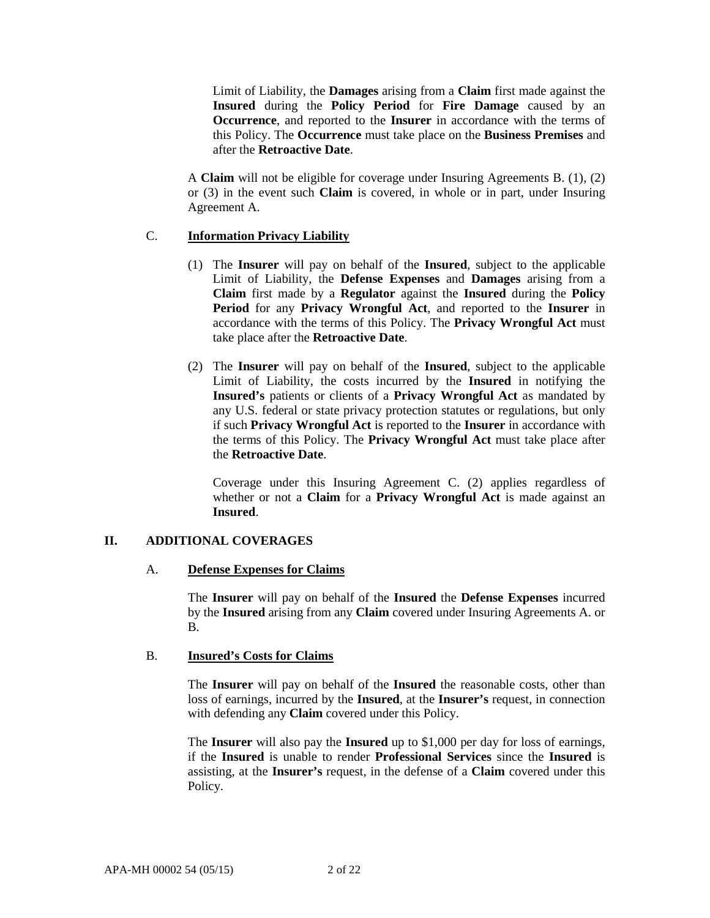Limit of Liability, the **Damages** arising from a **Claim** first made against the **Insured** during the **Policy Period** for **Fire Damage** caused by an **Occurrence**, and reported to the **Insurer** in accordance with the terms of this Policy. The **Occurrence** must take place on the **Business Premises** and after the **Retroactive Date**.

A **Claim** will not be eligible for coverage under Insuring Agreements B. (1), (2) or (3) in the event such **Claim** is covered, in whole or in part, under Insuring Agreement A.

### C. Information Privacy Liability

(1) The **Insurer** will pay on behalf of the **Insured**, subject to the applicable Limit of Liability, the **Defense Expenses** and **Damages** arising from a **Claim** first made by a **Regulator** against the **Insured** during the **Policy Period** for any **Privacy Wrongful Act**, and reported to the **Insurer** in accordance with the terms of this Policy. The **Privacy Wrongful Act** must take place after the **Retroactive Date**.

(2) The **Insurer** will pay on behalf of the **Insured**, subject to the applicable Limit of Liability, the costs incurred by the **Insured** in notifying the **Insured's** patients or clients of a **Privacy Wrongful Act** as mandated by any U.S. federal or state privacy protection statutes or regulations, but only if such **Privacy Wrongful Act** is reported to the **Insurer** in accordance with the terms of this Policy. The **Privacy Wrongful Act** must take place after the **Retroactive Date**.

Coverage under this Insuring Agreement C. (2) applies regardless of whether or not a **Claim** for a **Privacy Wrongful Act** is made against an **Insured**.

## II. ADDITIONAL COVERAGES

### A. Defense Expenses for Claims

The **Insurer** will pay on behalf of the **Insured** the **Defense Expenses** incurred by the **Insured** arising from any **Claim** covered under Insuring Agreements A. or B.

### B. Insured's Costs for Claims

The **Insurer** will pay on behalf of the **Insured** the reasonable costs, other than loss of earnings, incurred by the **Insured**, at the **Insurer's** request, in connection with defending any **Claim** covered under this Policy.

The **Insurer** will also pay the **Insured** up to $1,000 per day for loss of earnings, if the **Insured** is unable to render **Professional Services** since the **Insured** is assisting, at the **Insurer's** request, in the defense of a **Claim** covered under this Policy.

APA-MH 00002 54 (05/15)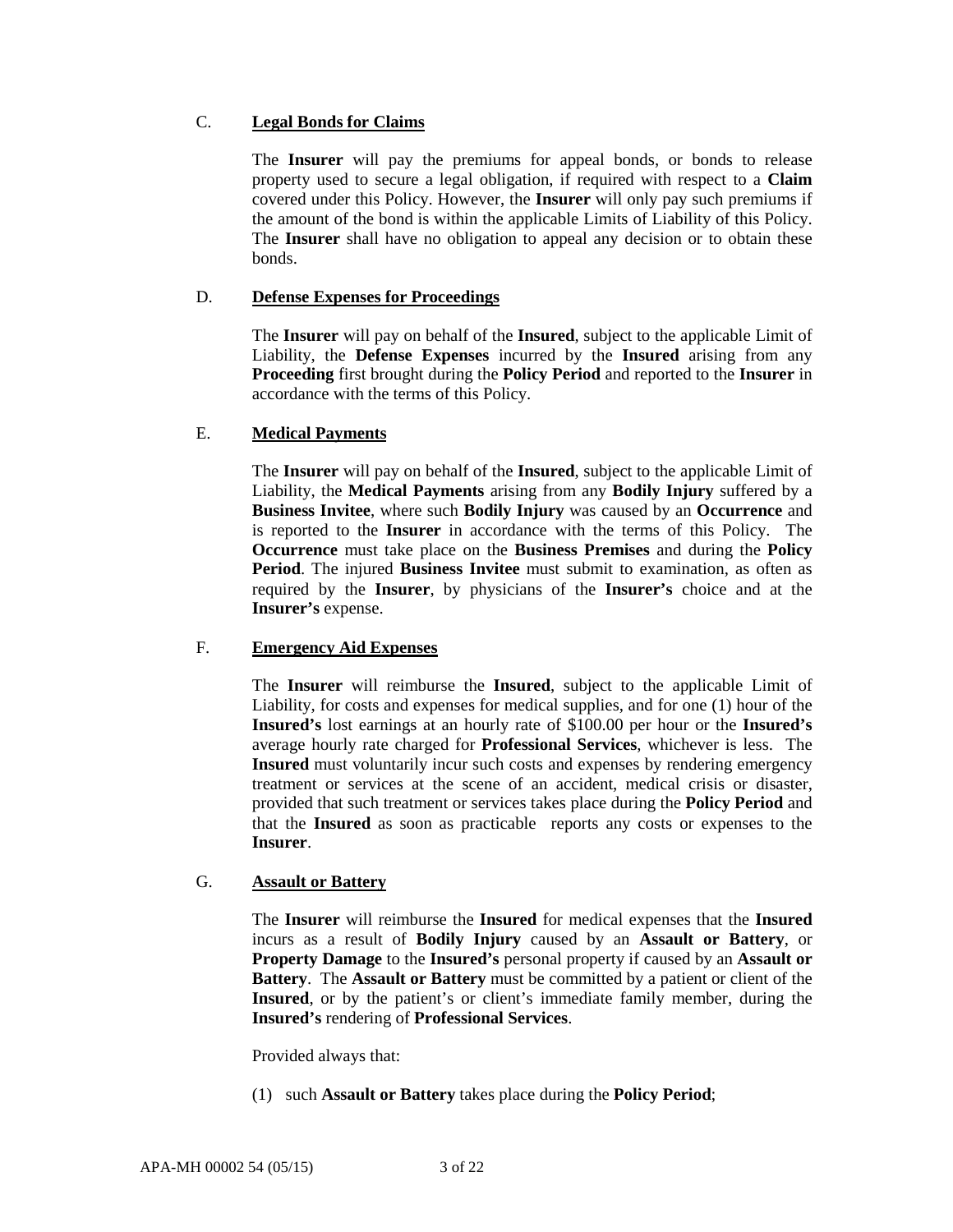C. **Legal Bonds for Claims**

The **Insurer** will pay the premiums for appeal bonds, or bonds to release property used to secure a legal obligation, if required with respect to a **Claim** covered under this Policy. However, the **Insurer** will only pay such premiums if the amount of the bond is within the applicable Limits of Liability of this Policy. The **Insurer** shall have no obligation to appeal any decision or to obtain these bonds.

D. **Defense Expenses for Proceedings**

The **Insurer** will pay on behalf of the **Insured**, subject to the applicable Limit of Liability, the **Defense Expenses** incurred by the **Insured** arising from any **Proceeding** first brought during the **Policy Period** and reported to the **Insurer** in accordance with the terms of this Policy.

E. **Medical Payments**

The **Insurer** will pay on behalf of the **Insured**, subject to the applicable Limit of Liability, the **Medical Payments** arising from any **Bodily Injury** suffered by a **Business Invitee**, where such **Bodily Injury** was caused by an **Occurrence** and is reported to the **Insurer** in accordance with the terms of this Policy. The **Occurrence** must take place on the **Business Premises** and during the **Policy Period**. The injured **Business Invitee** must submit to examination, as often as required by the **Insurer**, by physicians of the **Insurer's** choice and at the **Insurer's** expense.

F. **Emergency Aid Expenses**

The **Insurer** will reimburse the **Insured**, subject to the applicable Limit of Liability, for costs and expenses for medical supplies, and for one (1) hour of the **Insured's** lost earnings at an hourly rate of $100.00 per hour or the **Insured's** average hourly rate charged for **Professional Services**, whichever is less. The **Insured** must voluntarily incur such costs and expenses by rendering emergency treatment or services at the scene of an accident, medical crisis or disaster, provided that such treatment or services takes place during the **Policy Period** and that the **Insured** as soon as practicable reports any costs or expenses to the **Insurer**.

G. **Assault or Battery**

The **Insurer** will reimburse the **Insured** for medical expenses that the **Insured** incurs as a result of **Bodily Injury** caused by an **Assault or Battery**, or **Property Damage** to the **Insured's** personal property if caused by an **Assault or Battery**. The **Assault or Battery** must be committed by a patient or client of the **Insured**, or by the patient's or client's immediate family member, during the **Insured's** rendering of **Professional Services**.

Provided always that:

(1) such **Assault or Battery** takes place during the **Policy Period**;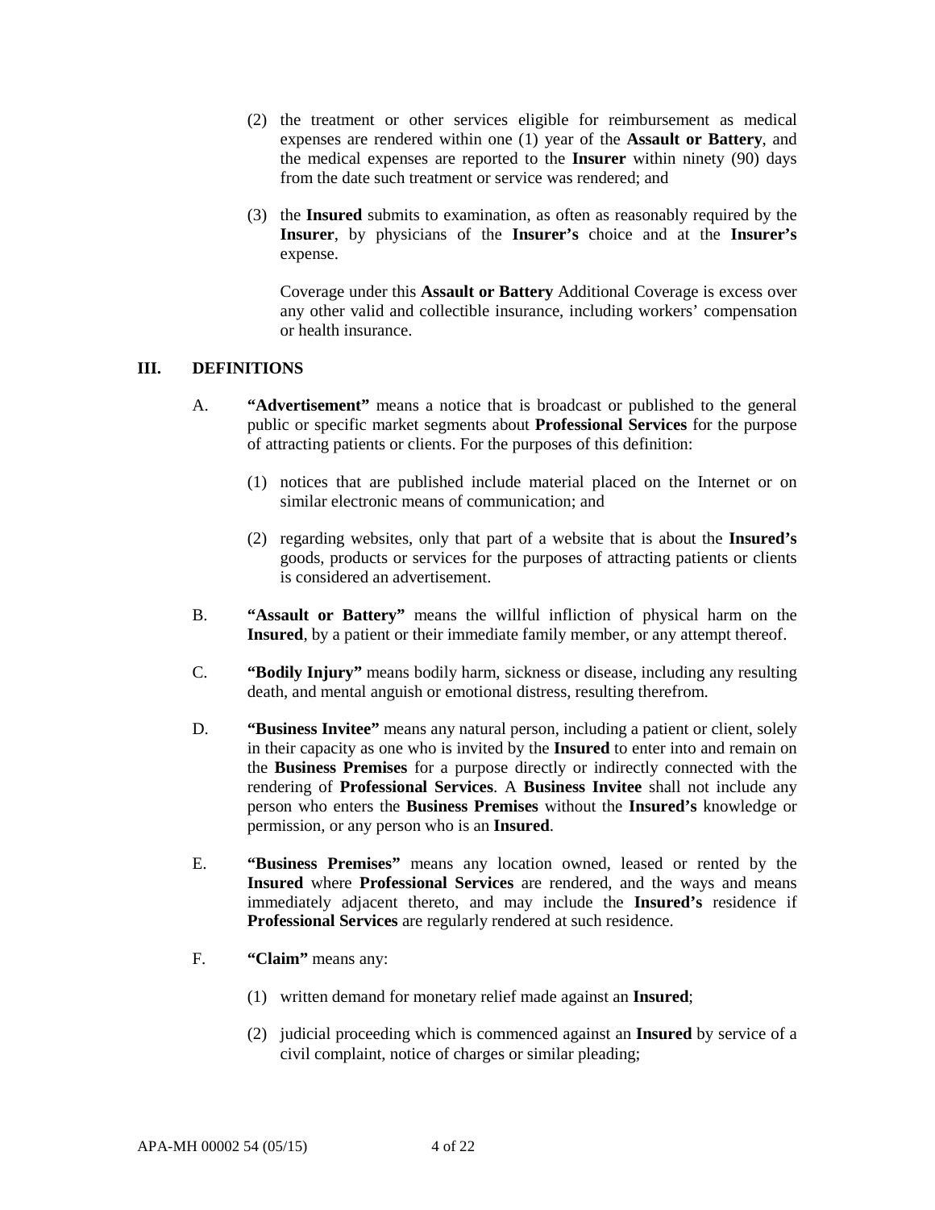(2) the treatment or other services eligible for reimbursement as medical expenses are rendered within one (1) year of the **Assault or Battery**, and the medical expenses are reported to the **Insurer** within ninety (90) days from the date such treatment or service was rendered; and

(3) the **Insured** submits to examination, as often as reasonably required by the **Insurer**, by physicians of the **Insurer's** choice and at the **Insurer's** expense.

Coverage under this **Assault or Battery** Additional Coverage is excess over any other valid and collectible insurance, including workers' compensation or health insurance.

## III. DEFINITIONS

A. **"Advertisement"** means a notice that is broadcast or published to the general public or specific market segments about **Professional Services** for the purpose of attracting patients or clients. For the purposes of this definition:

(1) notices that are published include material placed on the Internet or on similar electronic means of communication; and

(2) regarding websites, only that part of a website that is about the **Insured's** goods, products or services for the purposes of attracting patients or clients is considered an advertisement.

B. **"Assault or Battery"** means the willful infliction of physical harm on the **Insured**, by a patient or their immediate family member, or any attempt thereof.

C. **"Bodily Injury"** means bodily harm, sickness or disease, including any resulting death, and mental anguish or emotional distress, resulting therefrom.

D. **"Business Invitee"** means any natural person, including a patient or client, solely in their capacity as one who is invited by the **Insured** to enter into and remain on the **Business Premises** for a purpose directly or indirectly connected with the rendering of **Professional Services**. A **Business Invitee** shall not include any person who enters the **Business Premises** without the **Insured's** knowledge or permission, or any person who is an **Insured**.

E. **"Business Premises"** means any location owned, leased or rented by the **Insured** where **Professional Services** are rendered, and the ways and means immediately adjacent thereto, and may include the **Insured's** residence if **Professional Services** are regularly rendered at such residence.

F. **"Claim"** means any:

(1) written demand for monetary relief made against an **Insured**;

(2) judicial proceeding which is commenced against an **Insured** by service of a civil complaint, notice of charges or similar pleading;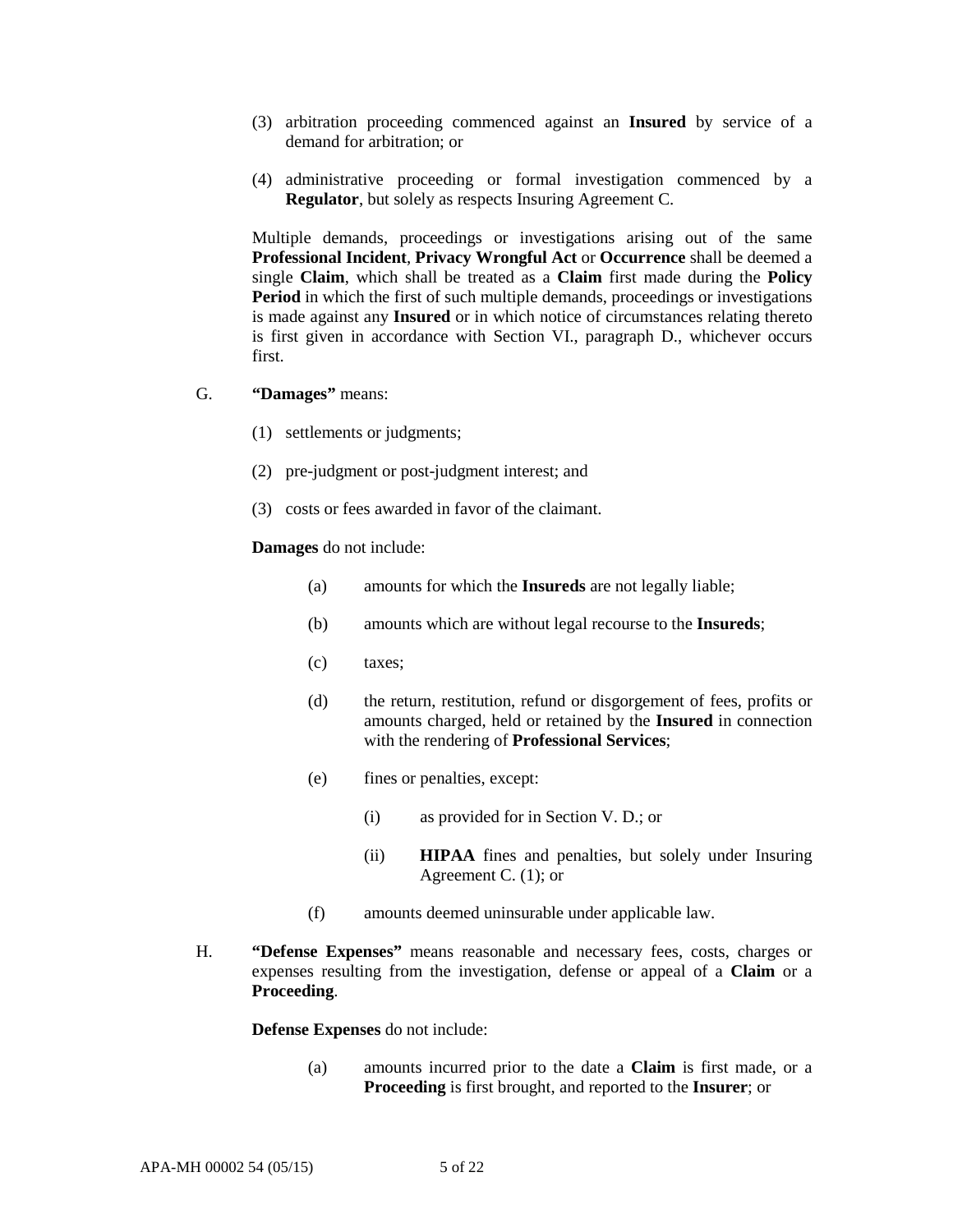(3) arbitration proceeding commenced against an **Insured** by service of a demand for arbitration; or

(4) administrative proceeding or formal investigation commenced by a **Regulator**, but solely as respects Insuring Agreement C.

Multiple demands, proceedings or investigations arising out of the same **Professional Incident**, **Privacy Wrongful Act** or **Occurrence** shall be deemed a single **Claim**, which shall be treated as a **Claim** first made during the **Policy Period** in which the first of such multiple demands, proceedings or investigations is made against any **Insured** or in which notice of circumstances relating thereto is first given in accordance with Section VI., paragraph D., whichever occurs first.

G. **"Damages"** means:

(1) settlements or judgments;

(2) pre-judgment or post-judgment interest; and

(3) costs or fees awarded in favor of the claimant.

**Damages** do not include:

(a) amounts for which the **Insureds** are not legally liable;

(b) amounts which are without legal recourse to the **Insureds**;

(c) taxes;

(d) the return, restitution, refund or disgorgement of fees, profits or amounts charged, held or retained by the **Insured** in connection with the rendering of **Professional Services**;

(e) fines or penalties, except:

(i) as provided for in Section V. D.; or

(ii) **HIPAA** fines and penalties, but solely under Insuring Agreement C. (1); or

(f) amounts deemed uninsurable under applicable law.

H. **"Defense Expenses"** means reasonable and necessary fees, costs, charges or expenses resulting from the investigation, defense or appeal of a **Claim** or a **Proceeding**.

**Defense Expenses** do not include:

(a) amounts incurred prior to the date a **Claim** is first made, or a **Proceeding** is first brought, and reported to the **Insurer**; or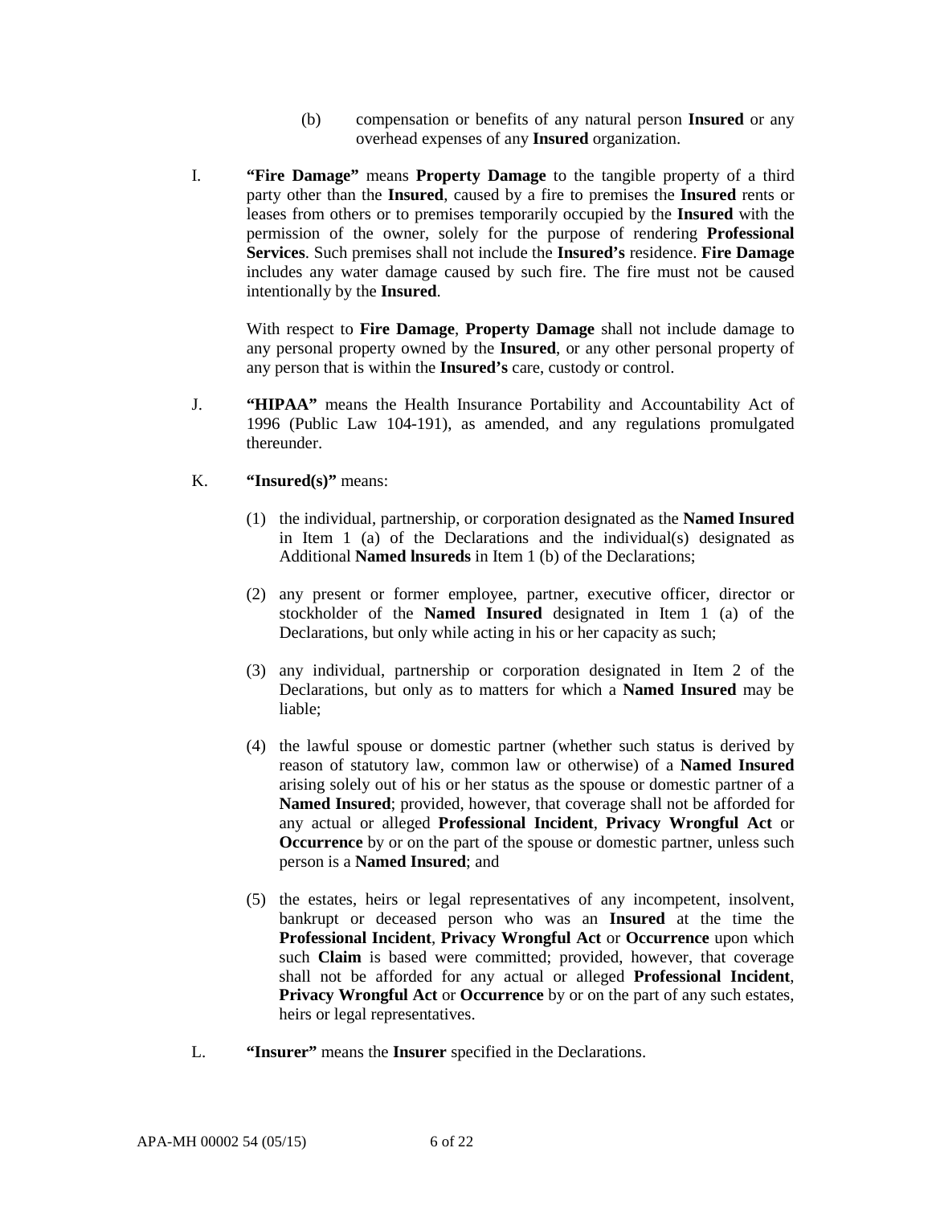(b) compensation or benefits of any natural person **Insured** or any overhead expenses of any **Insured** organization.

I. **"Fire Damage"** means **Property Damage** to the tangible property of a third party other than the **Insured**, caused by a fire to premises the **Insured** rents or leases from others or to premises temporarily occupied by the **Insured** with the permission of the owner, solely for the purpose of rendering **Professional Services**. Such premises shall not include the **Insured's** residence. **Fire Damage** includes any water damage caused by such fire. The fire must not be caused intentionally by the **Insured**.

With respect to **Fire Damage**, **Property Damage** shall not include damage to any personal property owned by the **Insured**, or any other personal property of any person that is within the **Insured's** care, custody or control.

J. **"HIPAA"** means the Health Insurance Portability and Accountability Act of 1996 (Public Law 104-191), as amended, and any regulations promulgated thereunder.

K. **"Insured(s)"** means:

(1) the individual, partnership, or corporation designated as the **Named Insured** in Item 1 (a) of the Declarations and the individual(s) designated as Additional **Named lnsureds** in Item 1 (b) of the Declarations;

(2) any present or former employee, partner, executive officer, director or stockholder of the **Named Insured** designated in Item 1 (a) of the Declarations, but only while acting in his or her capacity as such;

(3) any individual, partnership or corporation designated in Item 2 of the Declarations, but only as to matters for which a **Named Insured** may be liable;

(4) the lawful spouse or domestic partner (whether such status is derived by reason of statutory law, common law or otherwise) of a **Named Insured** arising solely out of his or her status as the spouse or domestic partner of a **Named Insured**; provided, however, that coverage shall not be afforded for any actual or alleged **Professional Incident**, **Privacy Wrongful Act** or **Occurrence** by or on the part of the spouse or domestic partner, unless such person is a **Named Insured**; and

(5) the estates, heirs or legal representatives of any incompetent, insolvent, bankrupt or deceased person who was an **Insured** at the time the **Professional Incident**, **Privacy Wrongful Act** or **Occurrence** upon which such **Claim** is based were committed; provided, however, that coverage shall not be afforded for any actual or alleged **Professional Incident**, **Privacy Wrongful Act** or **Occurrence** by or on the part of any such estates, heirs or legal representatives.

L. **"Insurer"** means the **Insurer** specified in the Declarations.

APA-MH 00002 54 (05/15)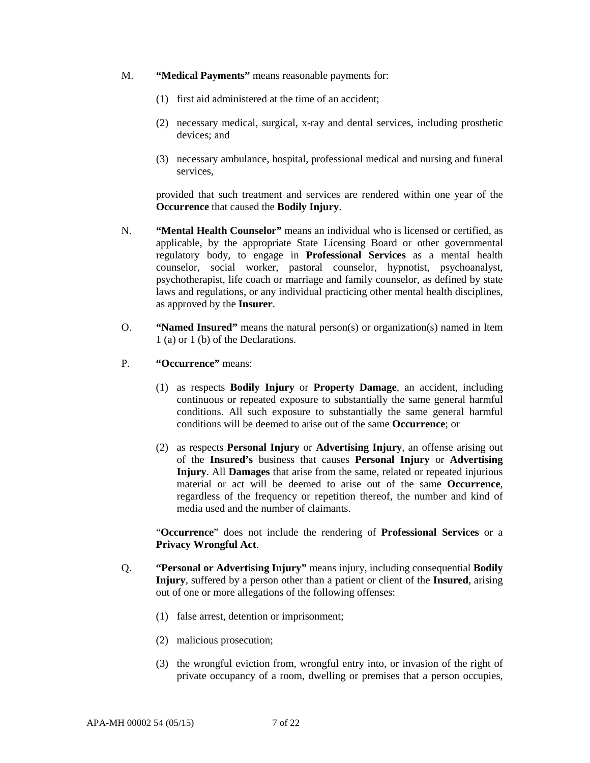M. **"Medical Payments"** means reasonable payments for:

(1) first aid administered at the time of an accident;

(2) necessary medical, surgical, x-ray and dental services, including prosthetic devices; and

(3) necessary ambulance, hospital, professional medical and nursing and funeral services,

provided that such treatment and services are rendered within one year of the **Occurrence** that caused the **Bodily Injury**.

N. **"Mental Health Counselor"** means an individual who is licensed or certified, as applicable, by the appropriate State Licensing Board or other governmental regulatory body, to engage in **Professional Services** as a mental health counselor, social worker, pastoral counselor, hypnotist, psychoanalyst, psychotherapist, life coach or marriage and family counselor, as defined by state laws and regulations, or any individual practicing other mental health disciplines, as approved by the **Insurer**.

O. **"Named Insured"** means the natural person(s) or organization(s) named in Item 1 (a) or 1 (b) of the Declarations.

P. **"Occurrence"** means:

(1) as respects **Bodily Injury** or **Property Damage**, an accident, including continuous or repeated exposure to substantially the same general harmful conditions. All such exposure to substantially the same general harmful conditions will be deemed to arise out of the same **Occurrence**; or

(2) as respects **Personal Injury** or **Advertising Injury**, an offense arising out of the **Insured's** business that causes **Personal Injury** or **Advertising Injury**. All **Damages** that arise from the same, related or repeated injurious material or act will be deemed to arise out of the same **Occurrence**, regardless of the frequency or repetition thereof, the number and kind of media used and the number of claimants.

"**Occurrence**" does not include the rendering of **Professional Services** or a **Privacy Wrongful Act**.

Q. **"Personal or Advertising Injury"** means injury, including consequential **Bodily Injury**, suffered by a person other than a patient or client of the **Insured**, arising out of one or more allegations of the following offenses:

(1) false arrest, detention or imprisonment;

(2) malicious prosecution;

(3) the wrongful eviction from, wrongful entry into, or invasion of the right of private occupancy of a room, dwelling or premises that a person occupies,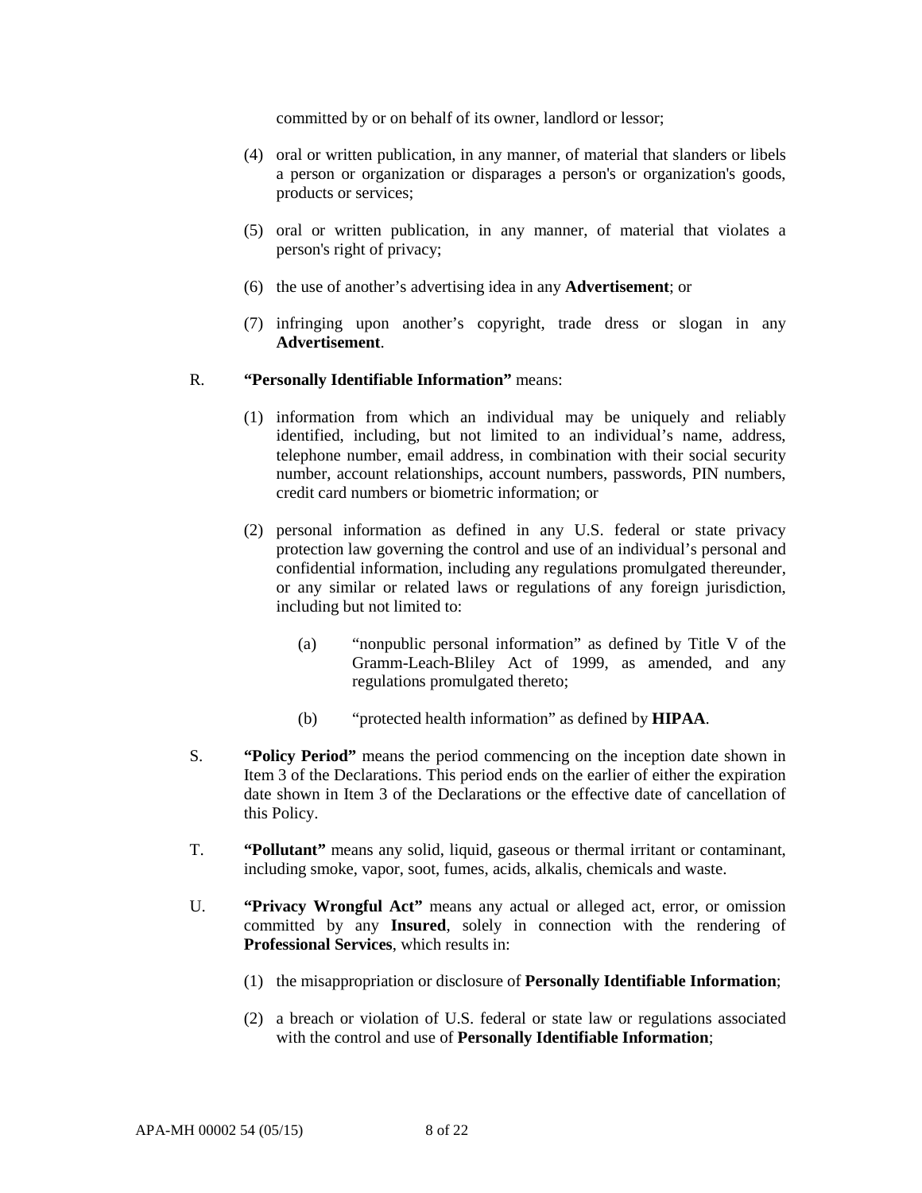committed by or on behalf of its owner, landlord or lessor;

(4) oral or written publication, in any manner, of material that slanders or libels a person or organization or disparages a person's or organization's goods, products or services;

(5) oral or written publication, in any manner, of material that violates a person's right of privacy;

(6) the use of another's advertising idea in any **Advertisement**; or

(7) infringing upon another's copyright, trade dress or slogan in any **Advertisement**.

R. **"Personally Identifiable Information"** means:

(1) information from which an individual may be uniquely and reliably identified, including, but not limited to an individual's name, address, telephone number, email address, in combination with their social security number, account relationships, account numbers, passwords, PIN numbers, credit card numbers or biometric information; or

(2) personal information as defined in any U.S. federal or state privacy protection law governing the control and use of an individual's personal and confidential information, including any regulations promulgated thereunder, or any similar or related laws or regulations of any foreign jurisdiction, including but not limited to:

(a) "nonpublic personal information" as defined by Title V of the Gramm-Leach-Bliley Act of 1999, as amended, and any regulations promulgated thereto;

(b) "protected health information" as defined by **HIPAA**.

S. **"Policy Period"** means the period commencing on the inception date shown in Item 3 of the Declarations. This period ends on the earlier of either the expiration date shown in Item 3 of the Declarations or the effective date of cancellation of this Policy.

T. **"Pollutant"** means any solid, liquid, gaseous or thermal irritant or contaminant, including smoke, vapor, soot, fumes, acids, alkalis, chemicals and waste.

U. **"Privacy Wrongful Act"** means any actual or alleged act, error, or omission committed by any **Insured**, solely in connection with the rendering of **Professional Services**, which results in:

(1) the misappropriation or disclosure of **Personally Identifiable Information**;

(2) a breach or violation of U.S. federal or state law or regulations associated with the control and use of **Personally Identifiable Information**;

APA-MH 00002 54 (05/15)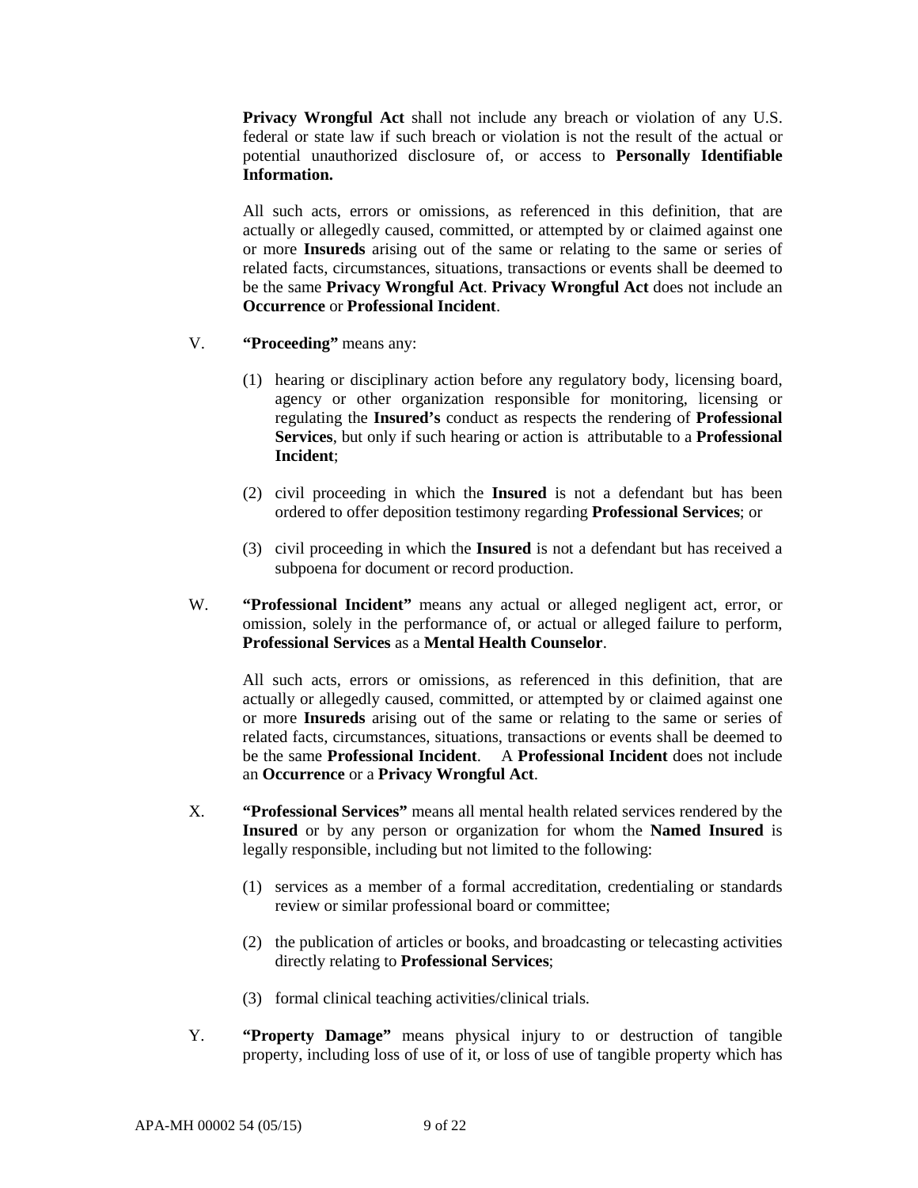**Privacy Wrongful Act** shall not include any breach or violation of any U.S. federal or state law if such breach or violation is not the result of the actual or potential unauthorized disclosure of, or access to **Personally Identifiable Information.**

All such acts, errors or omissions, as referenced in this definition, that are actually or allegedly caused, committed, or attempted by or claimed against one or more **Insureds** arising out of the same or relating to the same or series of related facts, circumstances, situations, transactions or events shall be deemed to be the same **Privacy Wrongful Act**. **Privacy Wrongful Act** does not include an **Occurrence** or **Professional Incident**.

V. **"Proceeding"** means any:

(1) hearing or disciplinary action before any regulatory body, licensing board, agency or other organization responsible for monitoring, licensing or regulating the **Insured's** conduct as respects the rendering of **Professional Services**, but only if such hearing or action is attributable to a **Professional Incident**;

(2) civil proceeding in which the **Insured** is not a defendant but has been ordered to offer deposition testimony regarding **Professional Services**; or

(3) civil proceeding in which the **Insured** is not a defendant but has received a subpoena for document or record production.

W. **"Professional Incident"** means any actual or alleged negligent act, error, or omission, solely in the performance of, or actual or alleged failure to perform, **Professional Services** as a **Mental Health Counselor**.

All such acts, errors or omissions, as referenced in this definition, that are actually or allegedly caused, committed, or attempted by or claimed against one or more **Insureds** arising out of the same or relating to the same or series of related facts, circumstances, situations, transactions or events shall be deemed to be the same **Professional Incident**. A **Professional Incident** does not include an **Occurrence** or a **Privacy Wrongful Act**.

X. **"Professional Services"** means all mental health related services rendered by the **Insured** or by any person or organization for whom the **Named Insured** is legally responsible, including but not limited to the following:

(1) services as a member of a formal accreditation, credentialing or standards review or similar professional board or committee;

(2) the publication of articles or books, and broadcasting or telecasting activities directly relating to **Professional Services**;

(3) formal clinical teaching activities/clinical trials.

Y. **"Property Damage"** means physical injury to or destruction of tangible property, including loss of use of it, or loss of use of tangible property which has

APA-MH 00002 54 (05/15)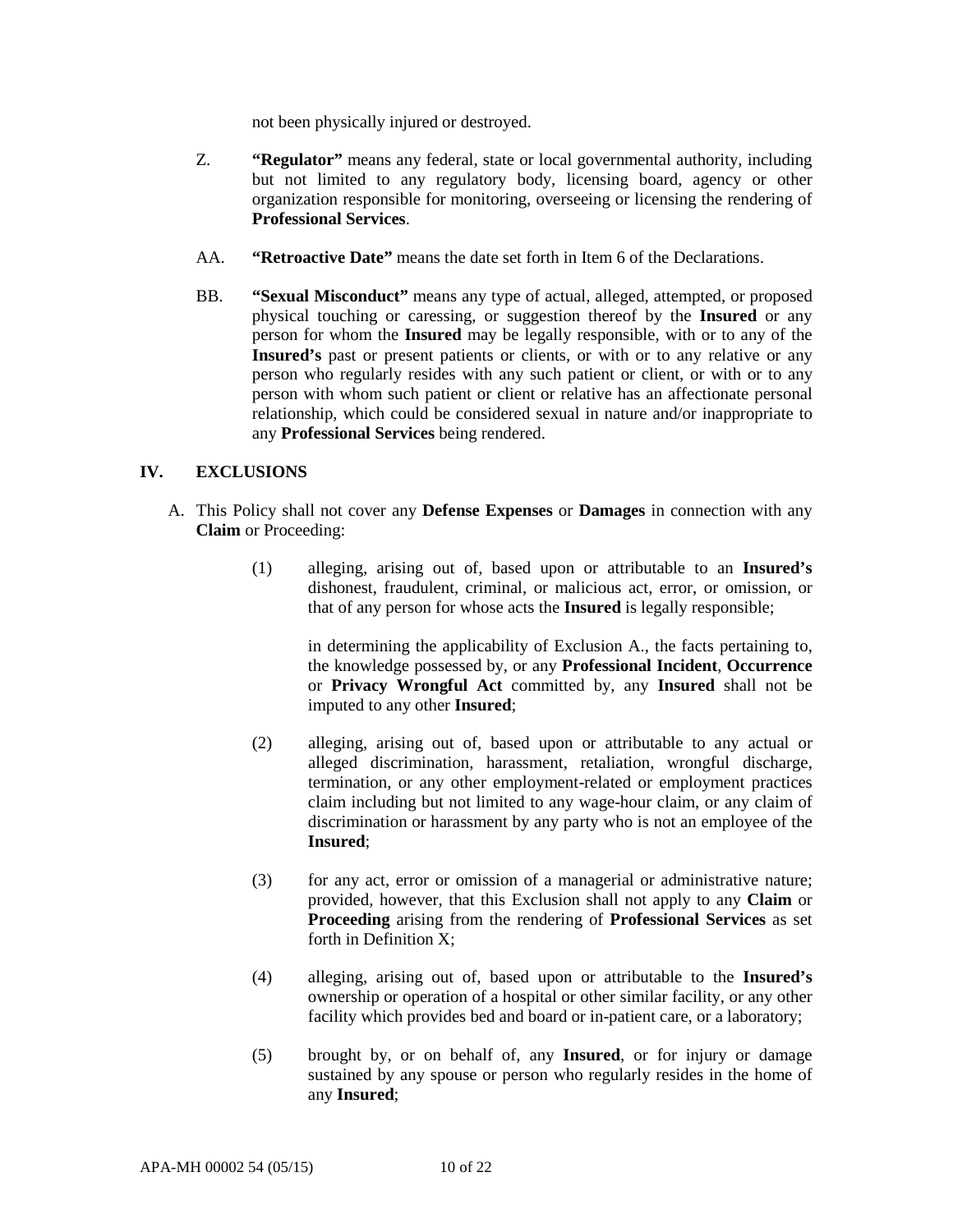not been physically injured or destroyed.

Z. **"Regulator"** means any federal, state or local governmental authority, including but not limited to any regulatory body, licensing board, agency or other organization responsible for monitoring, overseeing or licensing the rendering of **Professional Services**.

AA. **"Retroactive Date"** means the date set forth in Item 6 of the Declarations.

BB. **"Sexual Misconduct"** means any type of actual, alleged, attempted, or proposed physical touching or caressing, or suggestion thereof by the **Insured** or any person for whom the **Insured** may be legally responsible, with or to any of the **Insured's** past or present patients or clients, or with or to any relative or any person who regularly resides with any such patient or client, or with or to any person with whom such patient or client or relative has an affectionate personal relationship, which could be considered sexual in nature and/or inappropriate to any **Professional Services** being rendered.

## IV. EXCLUSIONS

A. This Policy shall not cover any **Defense Expenses** or **Damages** in connection with any **Claim** or Proceeding:

(1) alleging, arising out of, based upon or attributable to an **Insured's** dishonest, fraudulent, criminal, or malicious act, error, or omission, or that of any person for whose acts the **Insured** is legally responsible;

in determining the applicability of Exclusion A., the facts pertaining to, the knowledge possessed by, or any **Professional Incident**, **Occurrence** or **Privacy Wrongful Act** committed by, any **Insured** shall not be imputed to any other **Insured**;

(2) alleging, arising out of, based upon or attributable to any actual or alleged discrimination, harassment, retaliation, wrongful discharge, termination, or any other employment-related or employment practices claim including but not limited to any wage-hour claim, or any claim of discrimination or harassment by any party who is not an employee of the **Insured**;

(3) for any act, error or omission of a managerial or administrative nature; provided, however, that this Exclusion shall not apply to any **Claim** or **Proceeding** arising from the rendering of **Professional Services** as set forth in Definition X;

(4) alleging, arising out of, based upon or attributable to the **Insured's** ownership or operation of a hospital or other similar facility, or any other facility which provides bed and board or in-patient care, or a laboratory;

(5) brought by, or on behalf of, any **Insured**, or for injury or damage sustained by any spouse or person who regularly resides in the home of any **Insured**;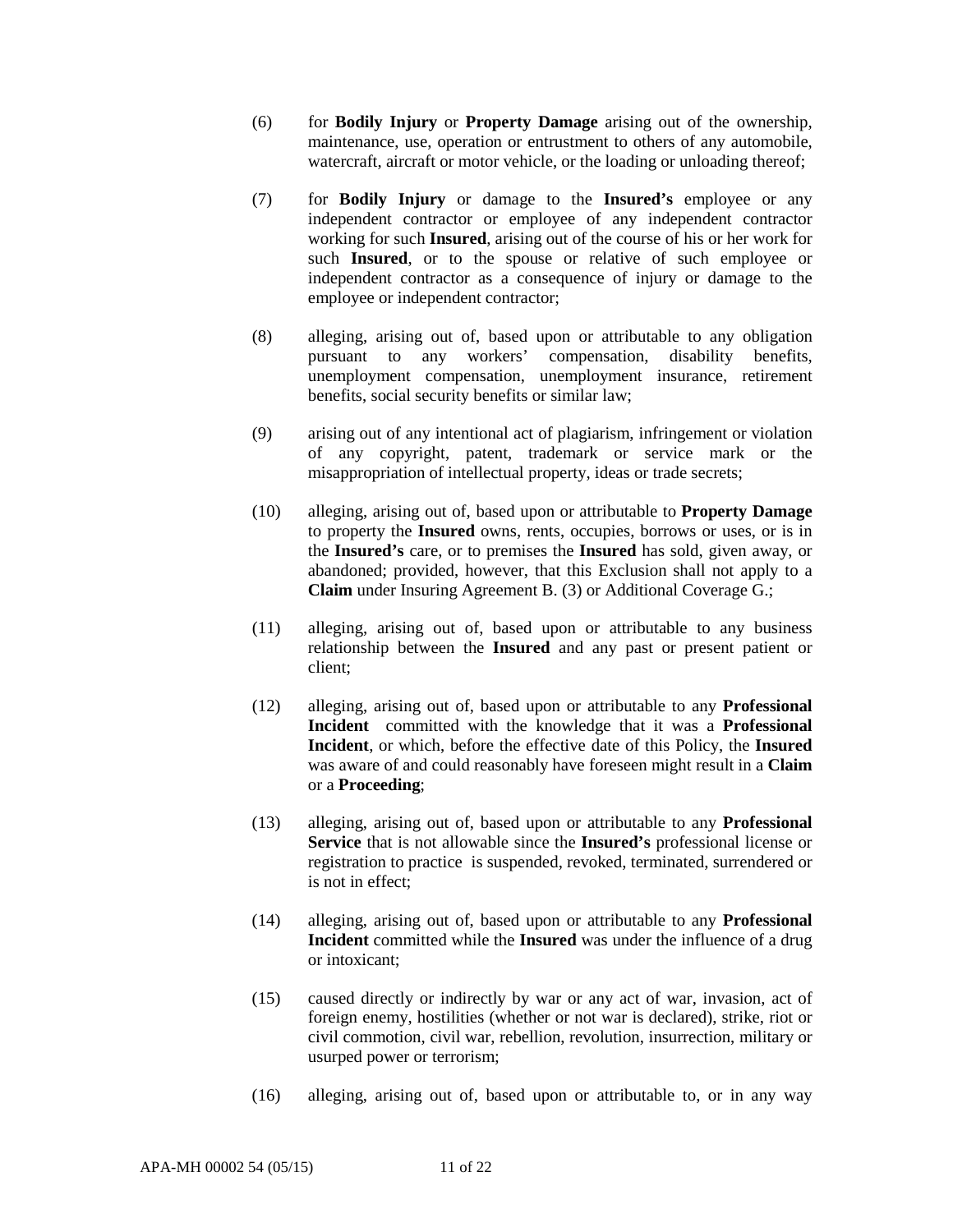(6) for **Bodily Injury** or **Property Damage** arising out of the ownership, maintenance, use, operation or entrustment to others of any automobile, watercraft, aircraft or motor vehicle, or the loading or unloading thereof;

(7) for **Bodily Injury** or damage to the **Insured's** employee or any independent contractor or employee of any independent contractor working for such **Insured**, arising out of the course of his or her work for such **Insured**, or to the spouse or relative of such employee or independent contractor as a consequence of injury or damage to the employee or independent contractor;

(8) alleging, arising out of, based upon or attributable to any obligation pursuant to any workers' compensation, disability benefits, unemployment compensation, unemployment insurance, retirement benefits, social security benefits or similar law;

(9) arising out of any intentional act of plagiarism, infringement or violation of any copyright, patent, trademark or service mark or the misappropriation of intellectual property, ideas or trade secrets;

(10) alleging, arising out of, based upon or attributable to **Property Damage** to property the **Insured** owns, rents, occupies, borrows or uses, or is in the **Insured's** care, or to premises the **Insured** has sold, given away, or abandoned; provided, however, that this Exclusion shall not apply to a **Claim** under Insuring Agreement B. (3) or Additional Coverage G.;

(11) alleging, arising out of, based upon or attributable to any business relationship between the **Insured** and any past or present patient or client;

(12) alleging, arising out of, based upon or attributable to any **Professional Incident** committed with the knowledge that it was a **Professional Incident**, or which, before the effective date of this Policy, the **Insured** was aware of and could reasonably have foreseen might result in a **Claim** or a **Proceeding**;

(13) alleging, arising out of, based upon or attributable to any **Professional Service** that is not allowable since the **Insured's** professional license or registration to practice is suspended, revoked, terminated, surrendered or is not in effect;

(14) alleging, arising out of, based upon or attributable to any **Professional Incident** committed while the **Insured** was under the influence of a drug or intoxicant;

(15) caused directly or indirectly by war or any act of war, invasion, act of foreign enemy, hostilities (whether or not war is declared), strike, riot or civil commotion, civil war, rebellion, revolution, insurrection, military or usurped power or terrorism;

(16) alleging, arising out of, based upon or attributable to, or in any way

APA-MH 00002 54 (05/15)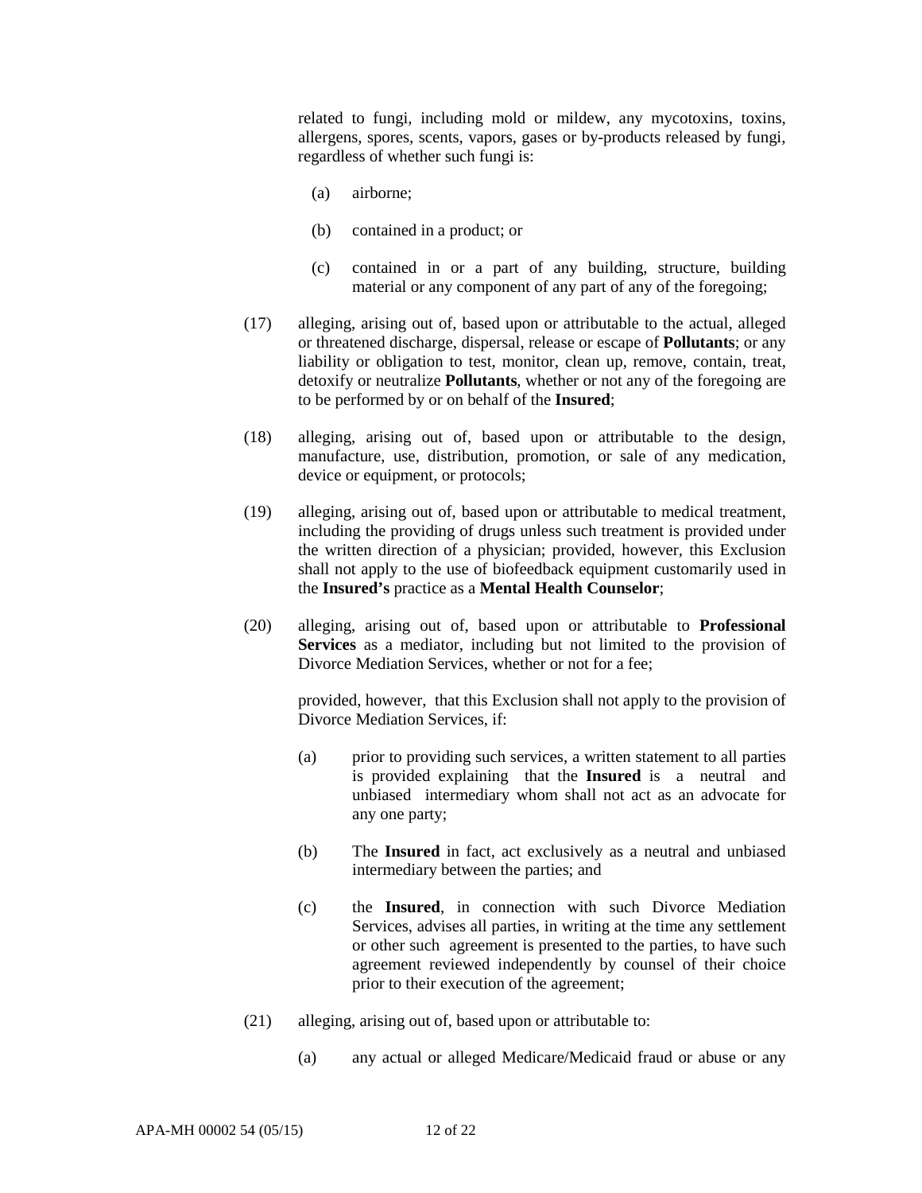related to fungi, including mold or mildew, any mycotoxins, toxins, allergens, spores, scents, vapors, gases or by-products released by fungi, regardless of whether such fungi is:

(a) airborne;

(b) contained in a product; or

(c) contained in or a part of any building, structure, building material or any component of any part of any of the foregoing;

(17) alleging, arising out of, based upon or attributable to the actual, alleged or threatened discharge, dispersal, release or escape of **Pollutants**; or any liability or obligation to test, monitor, clean up, remove, contain, treat, detoxify or neutralize **Pollutants**, whether or not any of the foregoing are to be performed by or on behalf of the **Insured**;

(18) alleging, arising out of, based upon or attributable to the design, manufacture, use, distribution, promotion, or sale of any medication, device or equipment, or protocols;

(19) alleging, arising out of, based upon or attributable to medical treatment, including the providing of drugs unless such treatment is provided under the written direction of a physician; provided, however, this Exclusion shall not apply to the use of biofeedback equipment customarily used in the **Insured's** practice as a **Mental Health Counselor**;

(20) alleging, arising out of, based upon or attributable to **Professional Services** as a mediator, including but not limited to the provision of Divorce Mediation Services, whether or not for a fee;

provided, however, that this Exclusion shall not apply to the provision of Divorce Mediation Services, if:

(a) prior to providing such services, a written statement to all parties is provided explaining that the **Insured** is a neutral and unbiased intermediary whom shall not act as an advocate for any one party;

(b) The **Insured** in fact, act exclusively as a neutral and unbiased intermediary between the parties; and

(c) the **Insured**, in connection with such Divorce Mediation Services, advises all parties, in writing at the time any settlement or other such agreement is presented to the parties, to have such agreement reviewed independently by counsel of their choice prior to their execution of the agreement;

(21) alleging, arising out of, based upon or attributable to:

(a) any actual or alleged Medicare/Medicaid fraud or abuse or any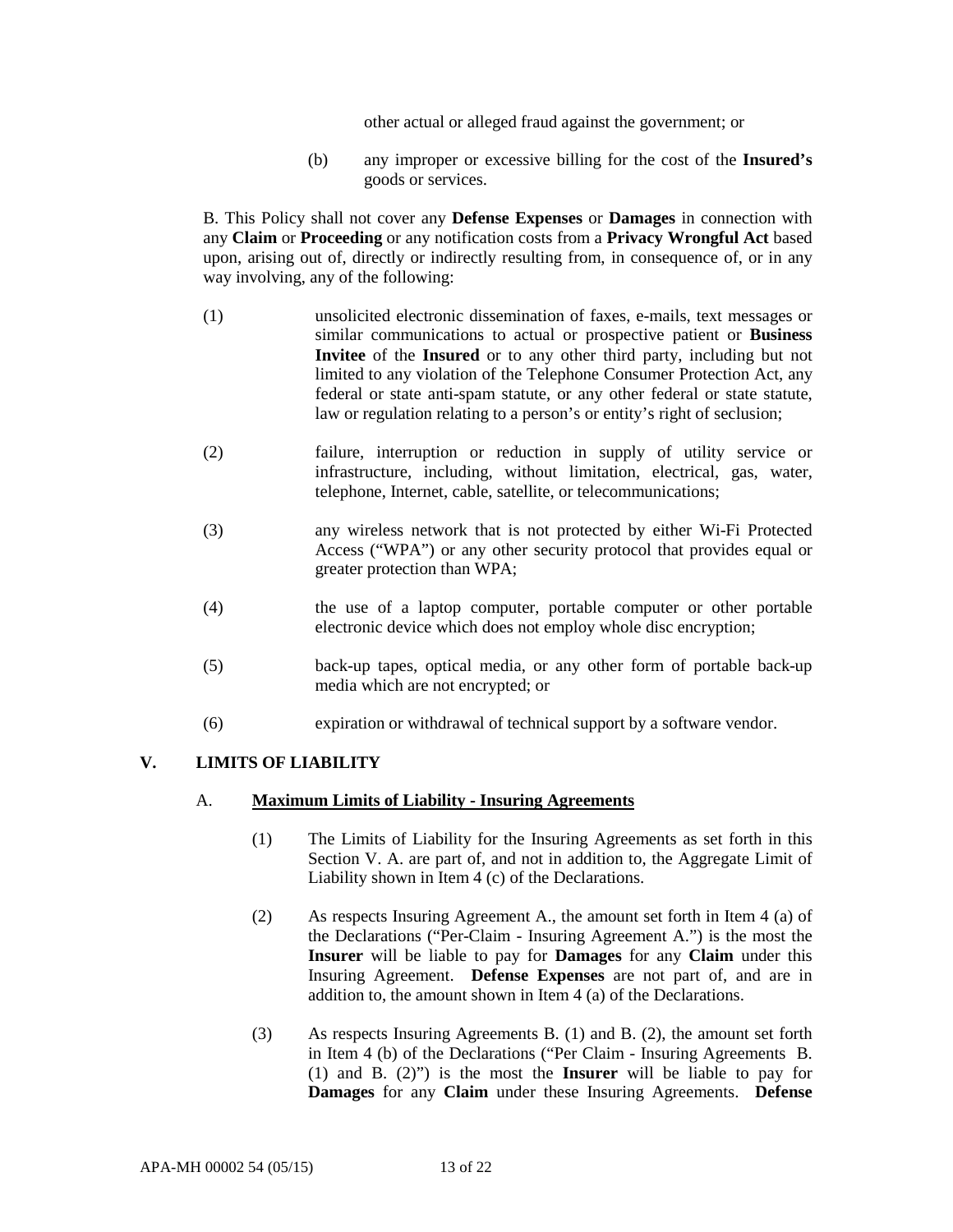other actual or alleged fraud against the government; or

(b) any improper or excessive billing for the cost of the **Insured's** goods or services.

B. This Policy shall not cover any **Defense Expenses** or **Damages** in connection with any **Claim** or **Proceeding** or any notification costs from a **Privacy Wrongful Act** based upon, arising out of, directly or indirectly resulting from, in consequence of, or in any way involving, any of the following:

(1) unsolicited electronic dissemination of faxes, e-mails, text messages or similar communications to actual or prospective patient or **Business Invitee** of the **Insured** or to any other third party, including but not limited to any violation of the Telephone Consumer Protection Act, any federal or state anti-spam statute, or any other federal or state statute, law or regulation relating to a person's or entity's right of seclusion;

(2) failure, interruption or reduction in supply of utility service or infrastructure, including, without limitation, electrical, gas, water, telephone, Internet, cable, satellite, or telecommunications;

(3) any wireless network that is not protected by either Wi-Fi Protected Access ("WPA") or any other security protocol that provides equal or greater protection than WPA;

(4) the use of a laptop computer, portable computer or other portable electronic device which does not employ whole disc encryption;

(5) back-up tapes, optical media, or any other form of portable back-up media which are not encrypted; or

(6) expiration or withdrawal of technical support by a software vendor.

## V. LIMITS OF LIABILITY

### A. Maximum Limits of Liability - Insuring Agreements

(1) The Limits of Liability for the Insuring Agreements as set forth in this Section V. A. are part of, and not in addition to, the Aggregate Limit of Liability shown in Item 4 (c) of the Declarations.

(2) As respects Insuring Agreement A., the amount set forth in Item 4 (a) of the Declarations ("Per-Claim - Insuring Agreement A.") is the most the **Insurer** will be liable to pay for **Damages** for any **Claim** under this Insuring Agreement. **Defense Expenses** are not part of, and are in addition to, the amount shown in Item 4 (a) of the Declarations.

(3) As respects Insuring Agreements B. (1) and B. (2), the amount set forth in Item 4 (b) of the Declarations ("Per Claim - Insuring Agreements B. (1) and B. (2)") is the most the **Insurer** will be liable to pay for **Damages** for any **Claim** under these Insuring Agreements. **Defense**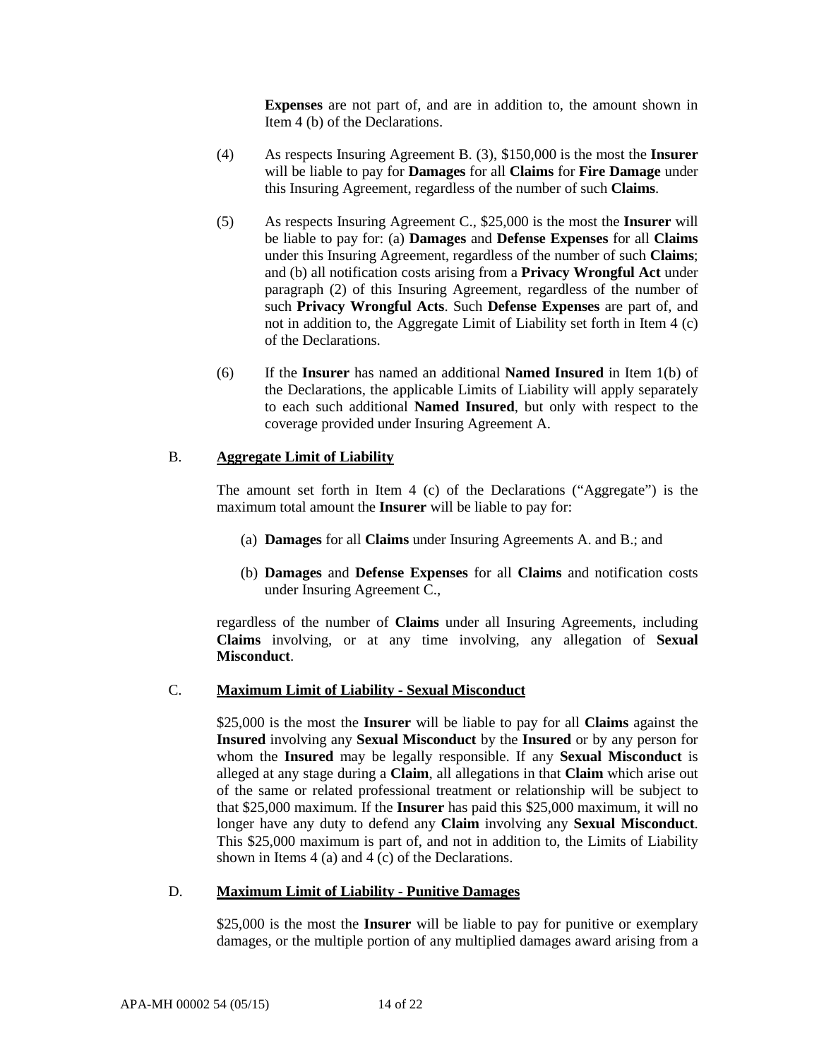**Expenses** are not part of, and are in addition to, the amount shown in Item 4 (b) of the Declarations.

(4) As respects Insuring Agreement B. (3), $150,000 is the most the **Insurer** will be liable to pay for **Damages** for all **Claims** for **Fire Damage** under this Insuring Agreement, regardless of the number of such **Claims**.

(5) As respects Insuring Agreement C., $25,000 is the most the **Insurer** will be liable to pay for: (a) **Damages** and **Defense Expenses** for all **Claims** under this Insuring Agreement, regardless of the number of such **Claims**; and (b) all notification costs arising from a **Privacy Wrongful Act** under paragraph (2) of this Insuring Agreement, regardless of the number of such **Privacy Wrongful Acts**. Such **Defense Expenses** are part of, and not in addition to, the Aggregate Limit of Liability set forth in Item 4 (c) of the Declarations.

(6) If the **Insurer** has named an additional **Named Insured** in Item 1(b) of the Declarations, the applicable Limits of Liability will apply separately to each such additional **Named Insured**, but only with respect to the coverage provided under Insuring Agreement A.

B. **Aggregate Limit of Liability**

The amount set forth in Item 4 (c) of the Declarations ("Aggregate") is the maximum total amount the **Insurer** will be liable to pay for:

(a) **Damages** for all **Claims** under Insuring Agreements A. and B.; and

(b) **Damages** and **Defense Expenses** for all **Claims** and notification costs under Insuring Agreement C.,

regardless of the number of **Claims** under all Insuring Agreements, including **Claims** involving, or at any time involving, any allegation of **Sexual Misconduct**.

C. **Maximum Limit of Liability - Sexual Misconduct**

$25,000 is the most the **Insurer** will be liable to pay for all **Claims** against the **Insured** involving any **Sexual Misconduct** by the **Insured** or by any person for whom the **Insured** may be legally responsible. If any **Sexual Misconduct** is alleged at any stage during a **Claim**, all allegations in that **Claim** which arise out of the same or related professional treatment or relationship will be subject to that $25,000 maximum. If the **Insurer** has paid this $25,000 maximum, it will no longer have any duty to defend any **Claim** involving any **Sexual Misconduct**. This $25,000 maximum is part of, and not in addition to, the Limits of Liability shown in Items 4 (a) and 4 (c) of the Declarations.

D. **Maximum Limit of Liability - Punitive Damages**

$25,000 is the most the **Insurer** will be liable to pay for punitive or exemplary damages, or the multiple portion of any multiplied damages award arising from a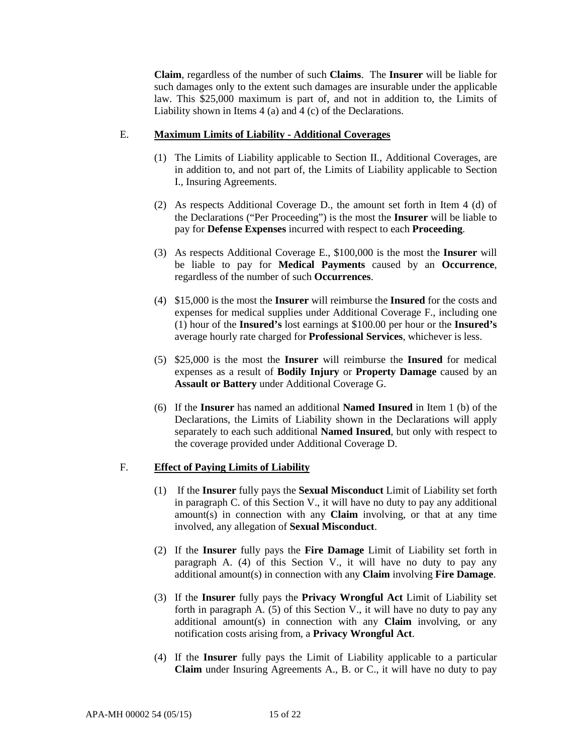**Claim**, regardless of the number of such **Claims**. The **Insurer** will be liable for such damages only to the extent such damages are insurable under the applicable law. This $25,000 maximum is part of, and not in addition to, the Limits of Liability shown in Items 4 (a) and 4 (c) of the Declarations.

E. **Maximum Limits of Liability - Additional Coverages**

(1) The Limits of Liability applicable to Section II., Additional Coverages, are in addition to, and not part of, the Limits of Liability applicable to Section I., Insuring Agreements.

(2) As respects Additional Coverage D., the amount set forth in Item 4 (d) of the Declarations ("Per Proceeding") is the most the **Insurer** will be liable to pay for **Defense Expenses** incurred with respect to each **Proceeding**.

(3) As respects Additional Coverage E., $100,000 is the most the **Insurer** will be liable to pay for **Medical Payments** caused by an **Occurrence**, regardless of the number of such **Occurrences**.

(4) $15,000 is the most the **Insurer** will reimburse the **Insured** for the costs and expenses for medical supplies under Additional Coverage F., including one (1) hour of the **Insured's** lost earnings at $100.00 per hour or the **Insured's** average hourly rate charged for **Professional Services**, whichever is less.

(5) $25,000 is the most the **Insurer** will reimburse the **Insured** for medical expenses as a result of **Bodily Injury** or **Property Damage** caused by an **Assault or Battery** under Additional Coverage G.

(6) If the **Insurer** has named an additional **Named Insured** in Item 1 (b) of the Declarations, the Limits of Liability shown in the Declarations will apply separately to each such additional **Named Insured**, but only with respect to the coverage provided under Additional Coverage D.

F. **Effect of Paying Limits of Liability**

(1) If the **Insurer** fully pays the **Sexual Misconduct** Limit of Liability set forth in paragraph C. of this Section V., it will have no duty to pay any additional amount(s) in connection with any **Claim** involving, or that at any time involved, any allegation of **Sexual Misconduct**.

(2) If the **Insurer** fully pays the **Fire Damage** Limit of Liability set forth in paragraph A. (4) of this Section V., it will have no duty to pay any additional amount(s) in connection with any **Claim** involving **Fire Damage**.

(3) If the **Insurer** fully pays the **Privacy Wrongful Act** Limit of Liability set forth in paragraph A. (5) of this Section V., it will have no duty to pay any additional amount(s) in connection with any **Claim** involving, or any notification costs arising from, a **Privacy Wrongful Act**.

(4) If the **Insurer** fully pays the Limit of Liability applicable to a particular **Claim** under Insuring Agreements A., B. or C., it will have no duty to pay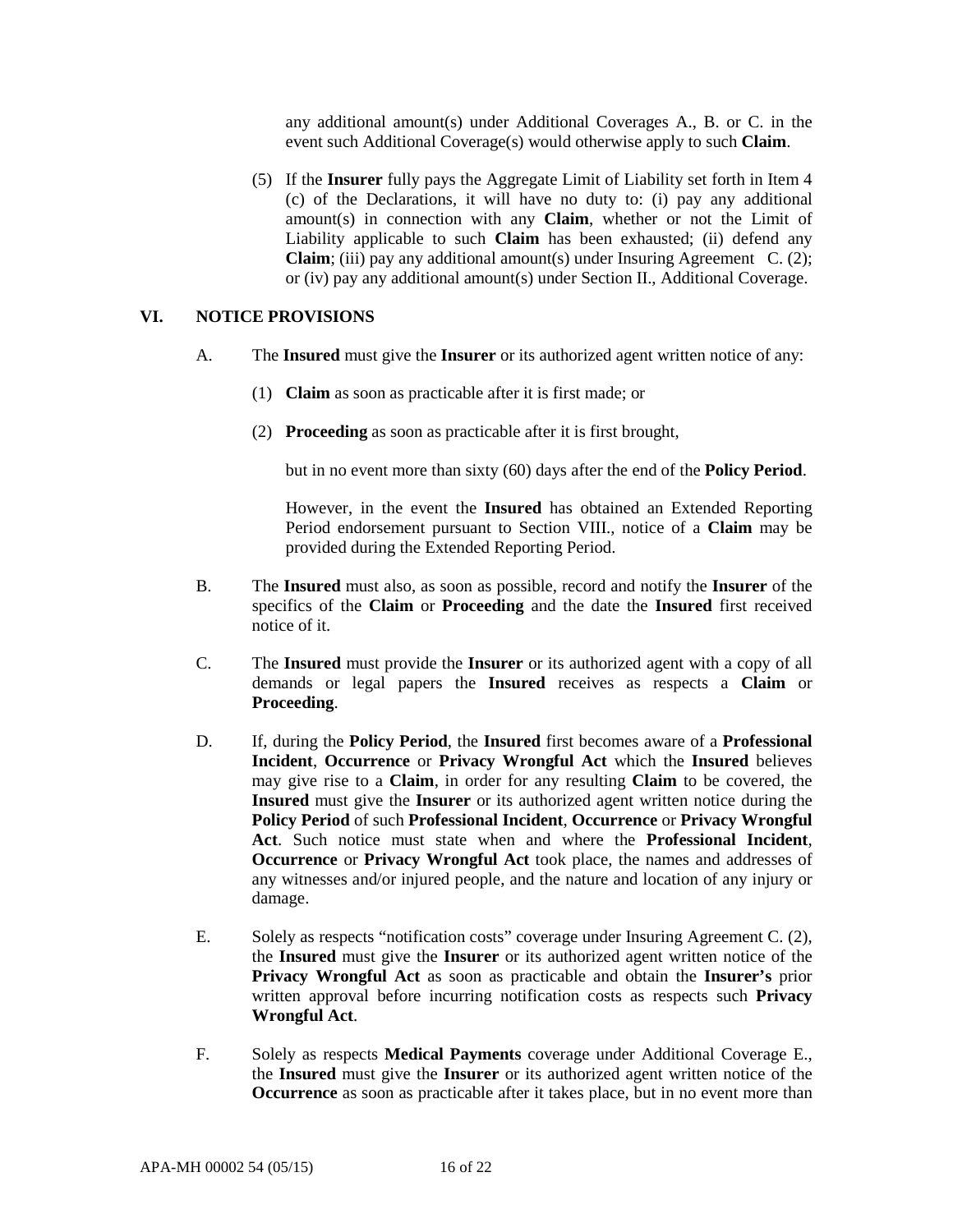any additional amount(s) under Additional Coverages A., B. or C. in the event such Additional Coverage(s) would otherwise apply to such **Claim**.

(5) If the **Insurer** fully pays the Aggregate Limit of Liability set forth in Item 4 (c) of the Declarations, it will have no duty to: (i) pay any additional amount(s) in connection with any **Claim**, whether or not the Limit of Liability applicable to such **Claim** has been exhausted; (ii) defend any **Claim**; (iii) pay any additional amount(s) under Insuring Agreement C. (2); or (iv) pay any additional amount(s) under Section II., Additional Coverage.

## VI. NOTICE PROVISIONS

A. The **Insured** must give the **Insurer** or its authorized agent written notice of any:

(1) **Claim** as soon as practicable after it is first made; or

(2) **Proceeding** as soon as practicable after it is first brought,

but in no event more than sixty (60) days after the end of the **Policy Period**.

However, in the event the **Insured** has obtained an Extended Reporting Period endorsement pursuant to Section VIII., notice of a **Claim** may be provided during the Extended Reporting Period.

B. The **Insured** must also, as soon as possible, record and notify the **Insurer** of the specifics of the **Claim** or **Proceeding** and the date the **Insured** first received notice of it.

C. The **Insured** must provide the **Insurer** or its authorized agent with a copy of all demands or legal papers the **Insured** receives as respects a **Claim** or **Proceeding**.

D. If, during the **Policy Period**, the **Insured** first becomes aware of a **Professional Incident**, **Occurrence** or **Privacy Wrongful Act** which the **Insured** believes may give rise to a **Claim**, in order for any resulting **Claim** to be covered, the **Insured** must give the **Insurer** or its authorized agent written notice during the **Policy Period** of such **Professional Incident**, **Occurrence** or **Privacy Wrongful Act**. Such notice must state when and where the **Professional Incident**, **Occurrence** or **Privacy Wrongful Act** took place, the names and addresses of any witnesses and/or injured people, and the nature and location of any injury or damage.

E. Solely as respects "notification costs" coverage under Insuring Agreement C. (2), the **Insured** must give the **Insurer** or its authorized agent written notice of the **Privacy Wrongful Act** as soon as practicable and obtain the **Insurer's** prior written approval before incurring notification costs as respects such **Privacy Wrongful Act**.

F. Solely as respects **Medical Payments** coverage under Additional Coverage E., the **Insured** must give the **Insurer** or its authorized agent written notice of the **Occurrence** as soon as practicable after it takes place, but in no event more than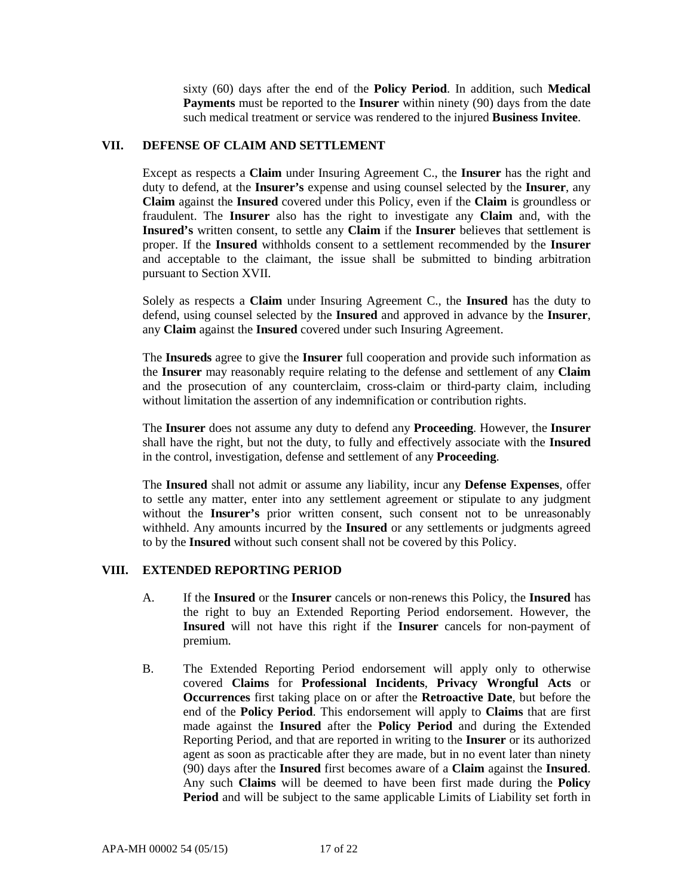sixty (60) days after the end of the **Policy Period**. In addition, such **Medical Payments** must be reported to the **Insurer** within ninety (90) days from the date such medical treatment or service was rendered to the injured **Business Invitee**.

## VII. DEFENSE OF CLAIM AND SETTLEMENT

Except as respects a **Claim** under Insuring Agreement C., the **Insurer** has the right and duty to defend, at the **Insurer's** expense and using counsel selected by the **Insurer**, any **Claim** against the **Insured** covered under this Policy, even if the **Claim** is groundless or fraudulent. The **Insurer** also has the right to investigate any **Claim** and, with the **Insured's** written consent, to settle any **Claim** if the **Insurer** believes that settlement is proper. If the **Insured** withholds consent to a settlement recommended by the **Insurer** and acceptable to the claimant, the issue shall be submitted to binding arbitration pursuant to Section XVII.

Solely as respects a **Claim** under Insuring Agreement C., the **Insured** has the duty to defend, using counsel selected by the **Insured** and approved in advance by the **Insurer**, any **Claim** against the **Insured** covered under such Insuring Agreement.

The **Insureds** agree to give the **Insurer** full cooperation and provide such information as the **Insurer** may reasonably require relating to the defense and settlement of any **Claim** and the prosecution of any counterclaim, cross-claim or third-party claim, including without limitation the assertion of any indemnification or contribution rights.

The **Insurer** does not assume any duty to defend any **Proceeding**. However, the **Insurer** shall have the right, but not the duty, to fully and effectively associate with the **Insured** in the control, investigation, defense and settlement of any **Proceeding**.

The **Insured** shall not admit or assume any liability, incur any **Defense Expenses**, offer to settle any matter, enter into any settlement agreement or stipulate to any judgment without the **Insurer's** prior written consent, such consent not to be unreasonably withheld. Any amounts incurred by the **Insured** or any settlements or judgments agreed to by the **Insured** without such consent shall not be covered by this Policy.

## VIII. EXTENDED REPORTING PERIOD

A. If the **Insured** or the **Insurer** cancels or non-renews this Policy, the **Insured** has the right to buy an Extended Reporting Period endorsement. However, the **Insured** will not have this right if the **Insurer** cancels for non-payment of premium.

B. The Extended Reporting Period endorsement will apply only to otherwise covered **Claims** for **Professional Incidents**, **Privacy Wrongful Acts** or **Occurrences** first taking place on or after the **Retroactive Date**, but before the end of the **Policy Period**. This endorsement will apply to **Claims** that are first made against the **Insured** after the **Policy Period** and during the Extended Reporting Period, and that are reported in writing to the **Insurer** or its authorized agent as soon as practicable after they are made, but in no event later than ninety (90) days after the **Insured** first becomes aware of a **Claim** against the **Insured**. Any such **Claims** will be deemed to have been first made during the **Policy Period** and will be subject to the same applicable Limits of Liability set forth in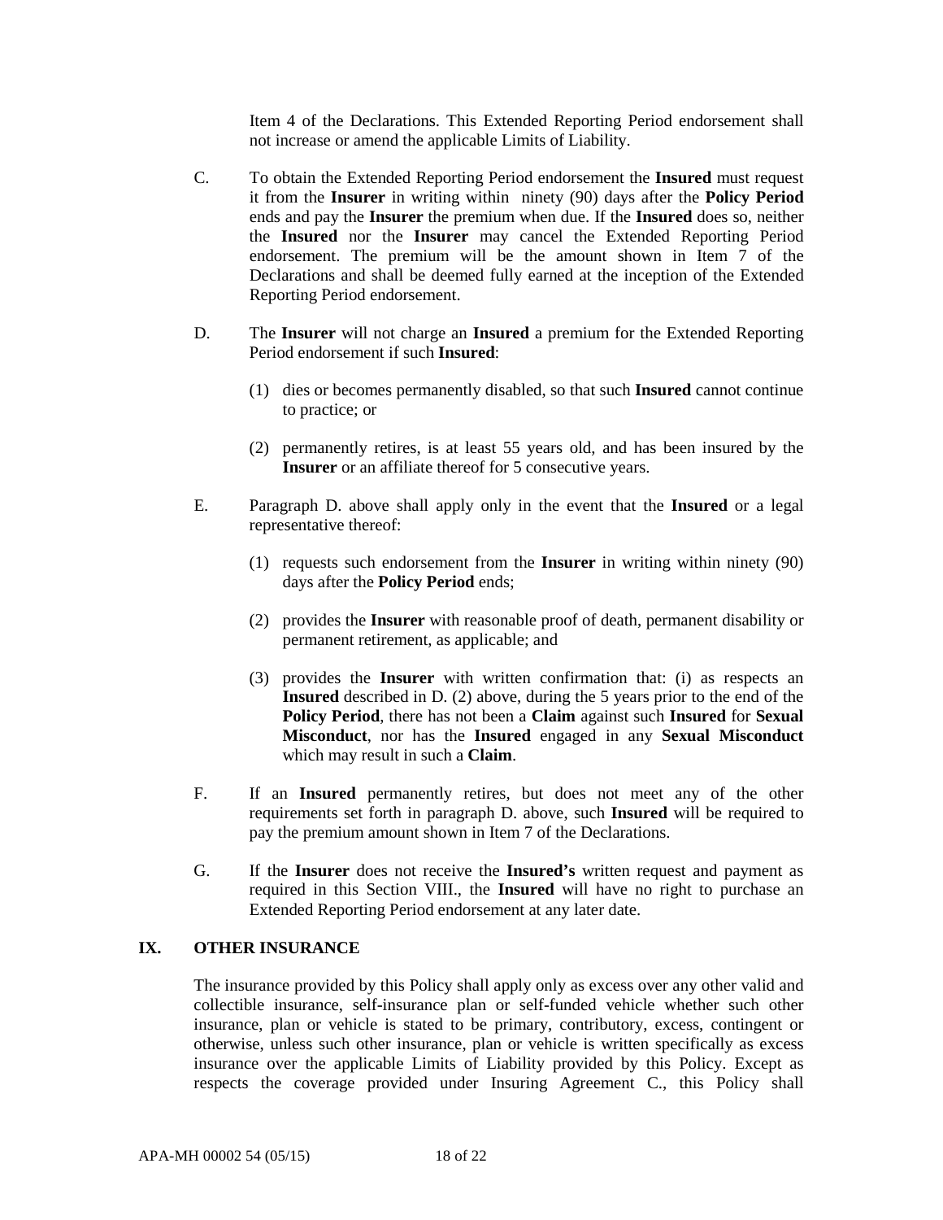Item 4 of the Declarations. This Extended Reporting Period endorsement shall not increase or amend the applicable Limits of Liability.

C. To obtain the Extended Reporting Period endorsement the **Insured** must request it from the **Insurer** in writing within ninety (90) days after the **Policy Period** ends and pay the **Insurer** the premium when due. If the **Insured** does so, neither the **Insured** nor the **Insurer** may cancel the Extended Reporting Period endorsement. The premium will be the amount shown in Item 7 of the Declarations and shall be deemed fully earned at the inception of the Extended Reporting Period endorsement.

D. The **Insurer** will not charge an **Insured** a premium for the Extended Reporting Period endorsement if such **Insured**:

(1) dies or becomes permanently disabled, so that such **Insured** cannot continue to practice; or

(2) permanently retires, is at least 55 years old, and has been insured by the **Insurer** or an affiliate thereof for 5 consecutive years.

E. Paragraph D. above shall apply only in the event that the **Insured** or a legal representative thereof:

(1) requests such endorsement from the **Insurer** in writing within ninety (90) days after the **Policy Period** ends;

(2) provides the **Insurer** with reasonable proof of death, permanent disability or permanent retirement, as applicable; and

(3) provides the **Insurer** with written confirmation that: (i) as respects an **Insured** described in D. (2) above, during the 5 years prior to the end of the **Policy Period**, there has not been a **Claim** against such **Insured** for **Sexual Misconduct**, nor has the **Insured** engaged in any **Sexual Misconduct** which may result in such a **Claim**.

F. If an **Insured** permanently retires, but does not meet any of the other requirements set forth in paragraph D. above, such **Insured** will be required to pay the premium amount shown in Item 7 of the Declarations.

G. If the **Insurer** does not receive the **Insured's** written request and payment as required in this Section VIII., the **Insured** will have no right to purchase an Extended Reporting Period endorsement at any later date.

## IX. OTHER INSURANCE

The insurance provided by this Policy shall apply only as excess over any other valid and collectible insurance, self-insurance plan or self-funded vehicle whether such other insurance, plan or vehicle is stated to be primary, contributory, excess, contingent or otherwise, unless such other insurance, plan or vehicle is written specifically as excess insurance over the applicable Limits of Liability provided by this Policy. Except as respects the coverage provided under Insuring Agreement C., this Policy shall

APA-MH 00002 54 (05/15)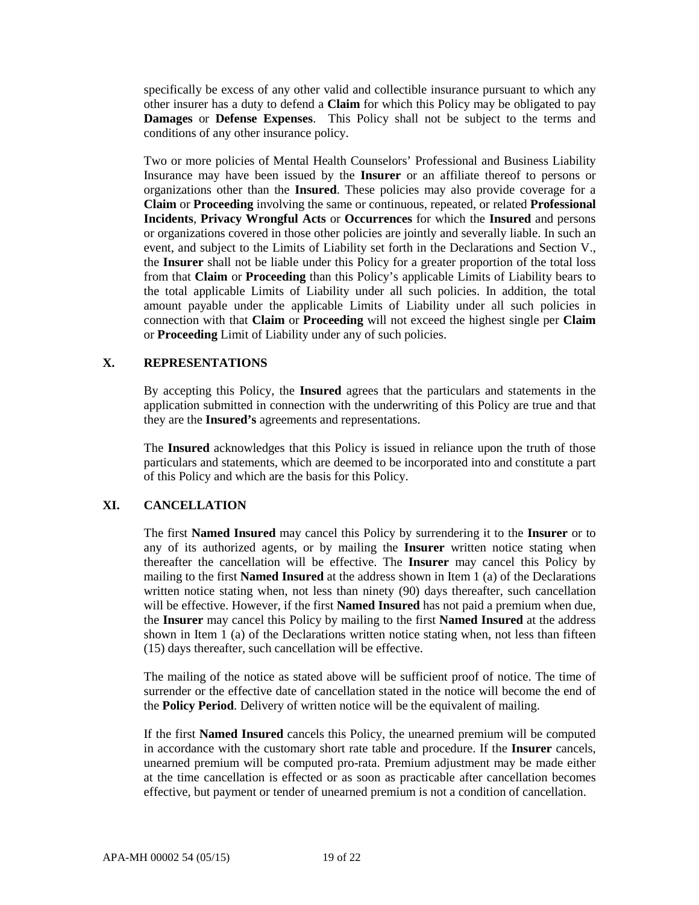specifically be excess of any other valid and collectible insurance pursuant to which any other insurer has a duty to defend a **Claim** for which this Policy may be obligated to pay **Damages** or **Defense Expenses**. This Policy shall not be subject to the terms and conditions of any other insurance policy.

Two or more policies of Mental Health Counselors' Professional and Business Liability Insurance may have been issued by the **Insurer** or an affiliate thereof to persons or organizations other than the **Insured**. These policies may also provide coverage for a **Claim** or **Proceeding** involving the same or continuous, repeated, or related **Professional Incidents**, **Privacy Wrongful Acts** or **Occurrences** for which the **Insured** and persons or organizations covered in those other policies are jointly and severally liable. In such an event, and subject to the Limits of Liability set forth in the Declarations and Section V., the **Insurer** shall not be liable under this Policy for a greater proportion of the total loss from that **Claim** or **Proceeding** than this Policy's applicable Limits of Liability bears to the total applicable Limits of Liability under all such policies. In addition, the total amount payable under the applicable Limits of Liability under all such policies in connection with that **Claim** or **Proceeding** will not exceed the highest single per **Claim** or **Proceeding** Limit of Liability under any of such policies.

## X. REPRESENTATIONS

By accepting this Policy, the **Insured** agrees that the particulars and statements in the application submitted in connection with the underwriting of this Policy are true and that they are the **Insured's** agreements and representations.

The **Insured** acknowledges that this Policy is issued in reliance upon the truth of those particulars and statements, which are deemed to be incorporated into and constitute a part of this Policy and which are the basis for this Policy.

## XI. CANCELLATION

The first **Named Insured** may cancel this Policy by surrendering it to the **Insurer** or to any of its authorized agents, or by mailing the **Insurer** written notice stating when thereafter the cancellation will be effective. The **Insurer** may cancel this Policy by mailing to the first **Named Insured** at the address shown in Item 1 (a) of the Declarations written notice stating when, not less than ninety (90) days thereafter, such cancellation will be effective. However, if the first **Named Insured** has not paid a premium when due, the **Insurer** may cancel this Policy by mailing to the first **Named Insured** at the address shown in Item 1 (a) of the Declarations written notice stating when, not less than fifteen (15) days thereafter, such cancellation will be effective.

The mailing of the notice as stated above will be sufficient proof of notice. The time of surrender or the effective date of cancellation stated in the notice will become the end of the **Policy Period**. Delivery of written notice will be the equivalent of mailing.

If the first **Named Insured** cancels this Policy, the unearned premium will be computed in accordance with the customary short rate table and procedure. If the **Insurer** cancels, unearned premium will be computed pro-rata. Premium adjustment may be made either at the time cancellation is effected or as soon as practicable after cancellation becomes effective, but payment or tender of unearned premium is not a condition of cancellation.

APA-MH 00002 54 (05/15)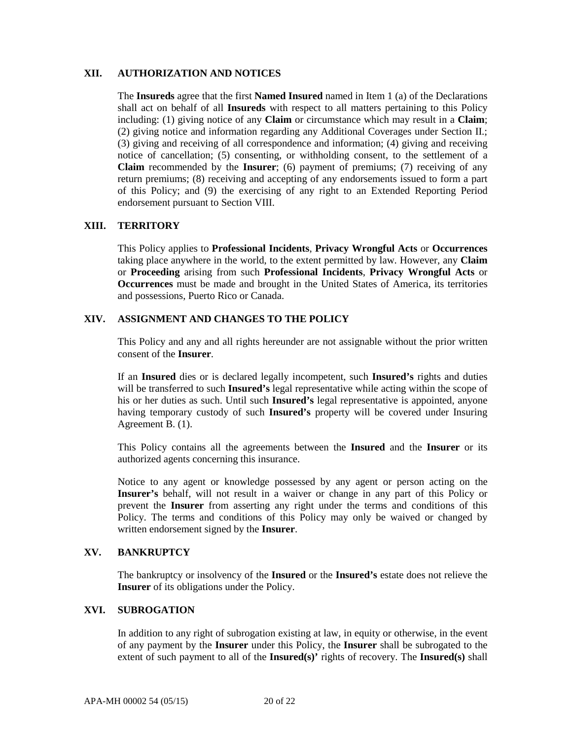## XII. AUTHORIZATION AND NOTICES

The **Insureds** agree that the first **Named Insured** named in Item 1 (a) of the Declarations shall act on behalf of all **Insureds** with respect to all matters pertaining to this Policy including: (1) giving notice of any **Claim** or circumstance which may result in a **Claim**; (2) giving notice and information regarding any Additional Coverages under Section II.; (3) giving and receiving of all correspondence and information; (4) giving and receiving notice of cancellation; (5) consenting, or withholding consent, to the settlement of a **Claim** recommended by the **Insurer**; (6) payment of premiums; (7) receiving of any return premiums; (8) receiving and accepting of any endorsements issued to form a part of this Policy; and (9) the exercising of any right to an Extended Reporting Period endorsement pursuant to Section VIII.

## XIII. TERRITORY

This Policy applies to **Professional Incidents**, **Privacy Wrongful Acts** or **Occurrences** taking place anywhere in the world, to the extent permitted by law. However, any **Claim** or **Proceeding** arising from such **Professional Incidents**, **Privacy Wrongful Acts** or **Occurrences** must be made and brought in the United States of America, its territories and possessions, Puerto Rico or Canada.

## XIV. ASSIGNMENT AND CHANGES TO THE POLICY

This Policy and any and all rights hereunder are not assignable without the prior written consent of the **Insurer**.

If an **Insured** dies or is declared legally incompetent, such **Insured's** rights and duties will be transferred to such **Insured's** legal representative while acting within the scope of his or her duties as such. Until such **Insured's** legal representative is appointed, anyone having temporary custody of such **Insured's** property will be covered under Insuring Agreement B. (1).

This Policy contains all the agreements between the **Insured** and the **Insurer** or its authorized agents concerning this insurance.

Notice to any agent or knowledge possessed by any agent or person acting on the **Insurer's** behalf, will not result in a waiver or change in any part of this Policy or prevent the **Insurer** from asserting any right under the terms and conditions of this Policy. The terms and conditions of this Policy may only be waived or changed by written endorsement signed by the **Insurer**.

## XV. BANKRUPTCY

The bankruptcy or insolvency of the **Insured** or the **Insured's** estate does not relieve the **Insurer** of its obligations under the Policy.

## XVI. SUBROGATION

In addition to any right of subrogation existing at law, in equity or otherwise, in the event of any payment by the **Insurer** under this Policy, the **Insurer** shall be subrogated to the extent of such payment to all of the **Insured(s)'** rights of recovery. The **Insured(s)** shall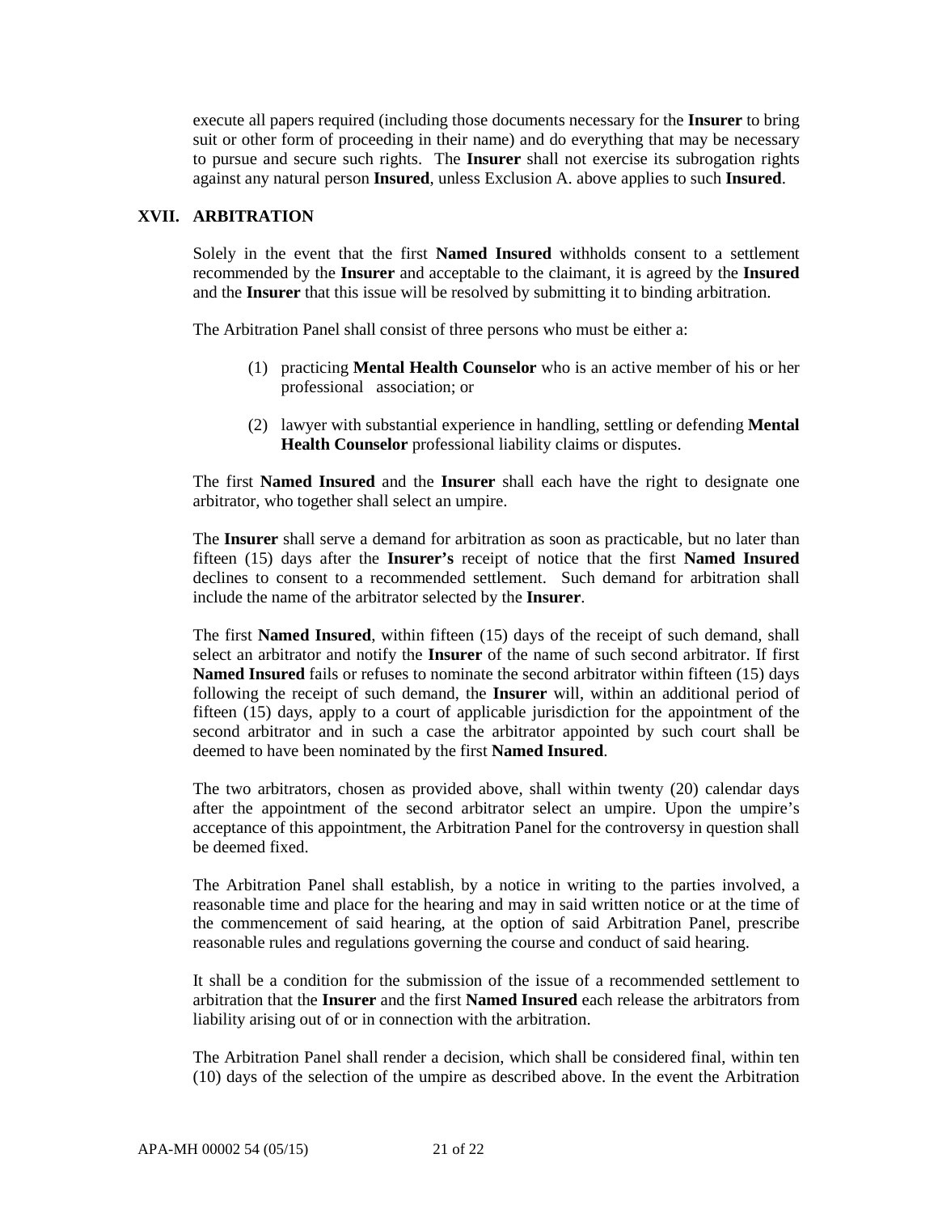execute all papers required (including those documents necessary for the **Insurer** to bring suit or other form of proceeding in their name) and do everything that may be necessary to pursue and secure such rights. The **Insurer** shall not exercise its subrogation rights against any natural person **Insured**, unless Exclusion A. above applies to such **Insured**.

## XVII. ARBITRATION

Solely in the event that the first **Named Insured** withholds consent to a settlement recommended by the **Insurer** and acceptable to the claimant, it is agreed by the **Insured** and the **Insurer** that this issue will be resolved by submitting it to binding arbitration.

The Arbitration Panel shall consist of three persons who must be either a:

(1) practicing **Mental Health Counselor** who is an active member of his or her professional association; or

(2) lawyer with substantial experience in handling, settling or defending **Mental Health Counselor** professional liability claims or disputes.

The first **Named Insured** and the **Insurer** shall each have the right to designate one arbitrator, who together shall select an umpire.

The **Insurer** shall serve a demand for arbitration as soon as practicable, but no later than fifteen (15) days after the **Insurer's** receipt of notice that the first **Named Insured** declines to consent to a recommended settlement. Such demand for arbitration shall include the name of the arbitrator selected by the **Insurer**.

The first **Named Insured**, within fifteen (15) days of the receipt of such demand, shall select an arbitrator and notify the **Insurer** of the name of such second arbitrator. If first **Named Insured** fails or refuses to nominate the second arbitrator within fifteen (15) days following the receipt of such demand, the **Insurer** will, within an additional period of fifteen (15) days, apply to a court of applicable jurisdiction for the appointment of the second arbitrator and in such a case the arbitrator appointed by such court shall be deemed to have been nominated by the first **Named Insured**.

The two arbitrators, chosen as provided above, shall within twenty (20) calendar days after the appointment of the second arbitrator select an umpire. Upon the umpire's acceptance of this appointment, the Arbitration Panel for the controversy in question shall be deemed fixed.

The Arbitration Panel shall establish, by a notice in writing to the parties involved, a reasonable time and place for the hearing and may in said written notice or at the time of the commencement of said hearing, at the option of said Arbitration Panel, prescribe reasonable rules and regulations governing the course and conduct of said hearing.

It shall be a condition for the submission of the issue of a recommended settlement to arbitration that the **Insurer** and the first **Named Insured** each release the arbitrators from liability arising out of or in connection with the arbitration.

The Arbitration Panel shall render a decision, which shall be considered final, within ten (10) days of the selection of the umpire as described above. In the event the Arbitration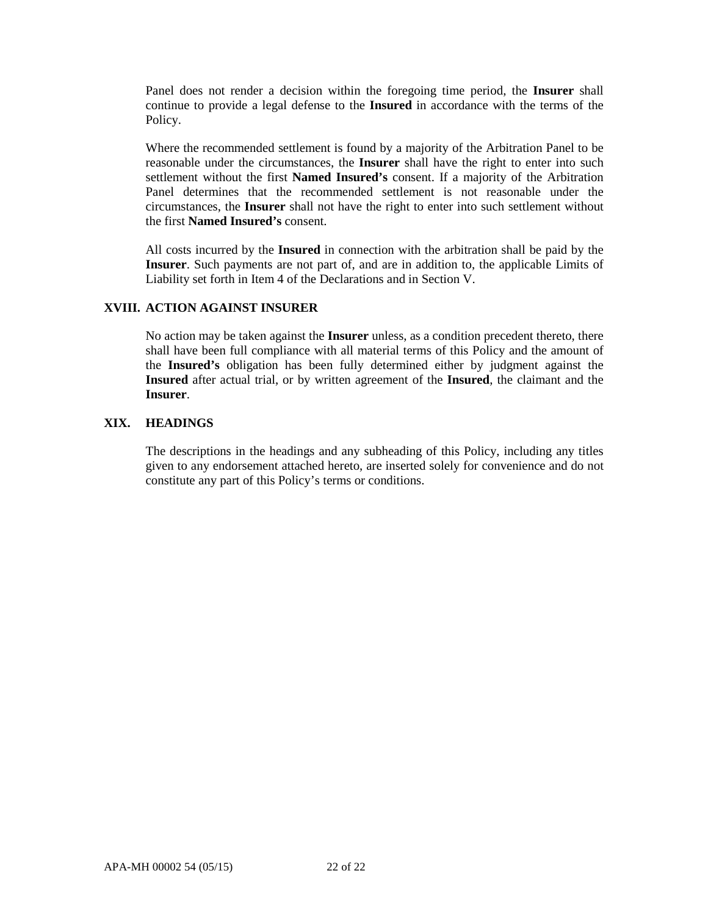Panel does not render a decision within the foregoing time period, the **Insurer** shall continue to provide a legal defense to the **Insured** in accordance with the terms of the Policy.

Where the recommended settlement is found by a majority of the Arbitration Panel to be reasonable under the circumstances, the **Insurer** shall have the right to enter into such settlement without the first **Named Insured's** consent. If a majority of the Arbitration Panel determines that the recommended settlement is not reasonable under the circumstances, the **Insurer** shall not have the right to enter into such settlement without the first **Named Insured's** consent.

All costs incurred by the **Insured** in connection with the arbitration shall be paid by the **Insurer**. Such payments are not part of, and are in addition to, the applicable Limits of Liability set forth in Item 4 of the Declarations and in Section V.

## XVIII. ACTION AGAINST INSURER

No action may be taken against the **Insurer** unless, as a condition precedent thereto, there shall have been full compliance with all material terms of this Policy and the amount of the **Insured's** obligation has been fully determined either by judgment against the **Insured** after actual trial, or by written agreement of the **Insured**, the claimant and the **Insurer**.

## XIX. HEADINGS

The descriptions in the headings and any subheading of this Policy, including any titles given to any endorsement attached hereto, are inserted solely for convenience and do not constitute any part of this Policy's terms or conditions.

APA-MH 00002 54 (05/15)